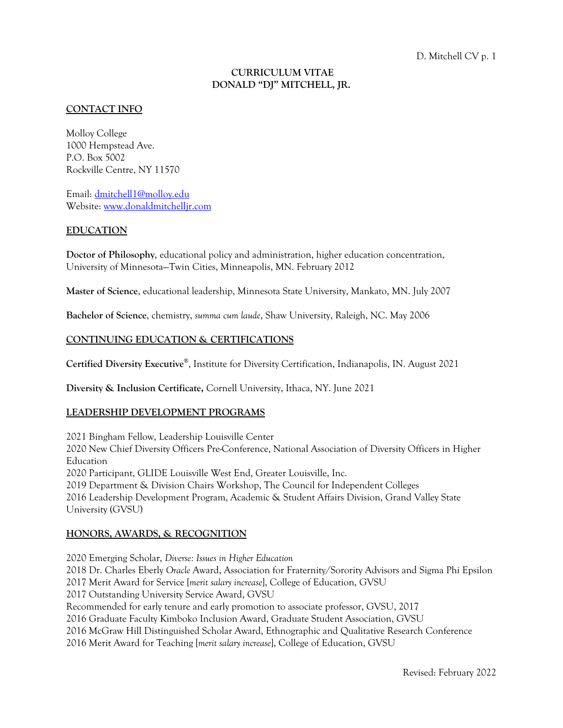# CURRICULUM VITAE
# DONALD "DJ" MITCHELL, JR.

## CONTACT INFO

Molloy College
1000 Hempstead Ave.
P.O. Box 5002
Rockville Centre, NY 11570

Email: dmitchell1@molloy.edu
Website: www.donaldmitchelljr.com

## EDUCATION

**Doctor of Philosophy**, educational policy and administration, higher education concentration, University of Minnesota—Twin Cities, Minneapolis, MN. February 2012

**Master of Science**, educational leadership, Minnesota State University, Mankato, MN. July 2007

**Bachelor of Science**, chemistry, *summa cum laude*, Shaw University, Raleigh, NC. May 2006

## CONTINUING EDUCATION & CERTIFICATIONS

**Certified Diversity Executive®**, Institute for Diversity Certification, Indianapolis, IN. August 2021

**Diversity & Inclusion Certificate,** Cornell University, Ithaca, NY. June 2021

## LEADERSHIP DEVELOPMENT PROGRAMS

2021 Bingham Fellow, Leadership Louisville Center
2020 New Chief Diversity Officers Pre-Conference, National Association of Diversity Officers in Higher Education
2020 Participant, GLIDE Louisville West End, Greater Louisville, Inc.
2019 Department & Division Chairs Workshop, The Council for Independent Colleges
2016 Leadership Development Program, Academic & Student Affairs Division, Grand Valley State University (GVSU)

## HONORS, AWARDS, & RECOGNITION

2020 Emerging Scholar, *Diverse: Issues in Higher Education*
2018 Dr. Charles Eberly *Oracle* Award, Association for Fraternity/Sorority Advisors and Sigma Phi Epsilon
2017 Merit Award for Service [*merit salary increase*], College of Education, GVSU
2017 Outstanding University Service Award, GVSU
Recommended for early tenure and early promotion to associate professor, GVSU, 2017
2016 Graduate Faculty Kimboko Inclusion Award, Graduate Student Association, GVSU
2016 McGraw Hill Distinguished Scholar Award, Ethnographic and Qualitative Research Conference
2016 Merit Award for Teaching [*merit salary increase*], College of Education, GVSU

Revised: February 2022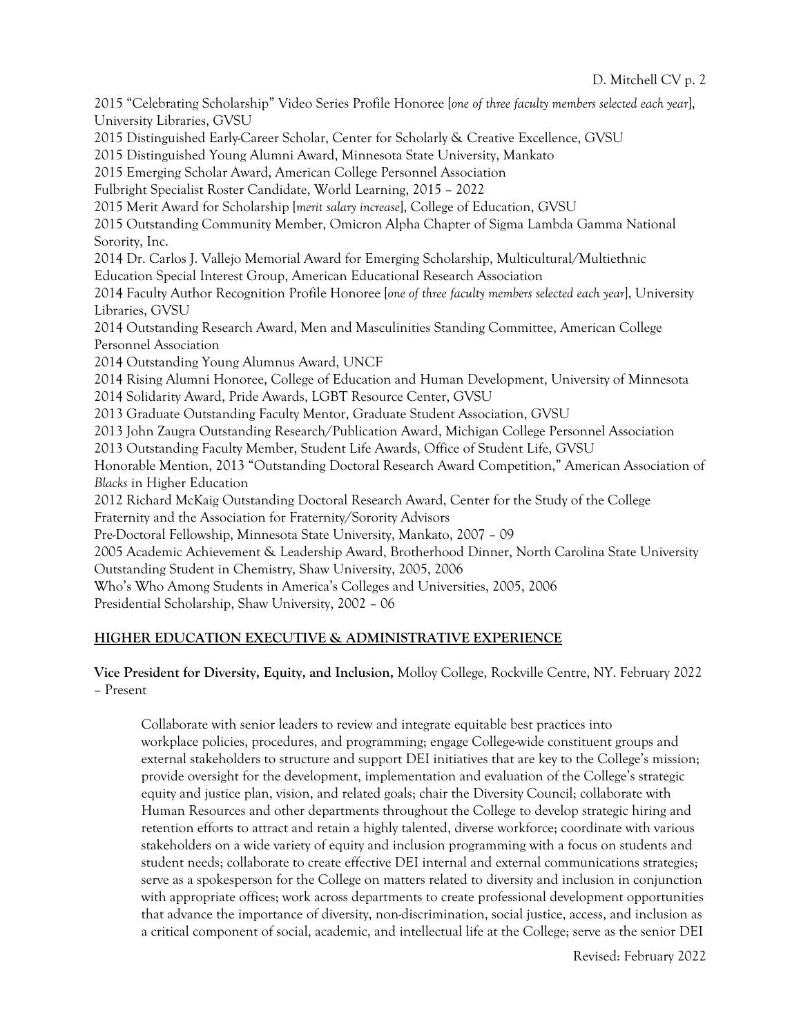2015 "Celebrating Scholarship" Video Series Profile Honoree [*one of three faculty members selected each year*], University Libraries, GVSU

2015 Distinguished Early-Career Scholar, Center for Scholarly & Creative Excellence, GVSU

2015 Distinguished Young Alumni Award, Minnesota State University, Mankato

2015 Emerging Scholar Award, American College Personnel Association

Fulbright Specialist Roster Candidate, World Learning, 2015 – 2022

2015 Merit Award for Scholarship [*merit salary increase*], College of Education, GVSU

2015 Outstanding Community Member, Omicron Alpha Chapter of Sigma Lambda Gamma National Sorority, Inc.

2014 Dr. Carlos J. Vallejo Memorial Award for Emerging Scholarship, Multicultural/Multiethnic Education Special Interest Group, American Educational Research Association

2014 Faculty Author Recognition Profile Honoree [*one of three faculty members selected each year*], University Libraries, GVSU

2014 Outstanding Research Award, Men and Masculinities Standing Committee, American College Personnel Association

2014 Outstanding Young Alumnus Award, UNCF

2014 Rising Alumni Honoree, College of Education and Human Development, University of Minnesota

2014 Solidarity Award, Pride Awards, LGBT Resource Center, GVSU

2013 Graduate Outstanding Faculty Mentor, Graduate Student Association, GVSU

2013 John Zaugra Outstanding Research/Publication Award, Michigan College Personnel Association

2013 Outstanding Faculty Member, Student Life Awards, Office of Student Life, GVSU

Honorable Mention, 2013 "Outstanding Doctoral Research Award Competition," American Association of *Blacks* in Higher Education

2012 Richard McKaig Outstanding Doctoral Research Award, Center for the Study of the College Fraternity and the Association for Fraternity/Sorority Advisors

Pre-Doctoral Fellowship, Minnesota State University, Mankato, 2007 – 09

2005 Academic Achievement & Leadership Award, Brotherhood Dinner, North Carolina State University

Outstanding Student in Chemistry, Shaw University, 2005, 2006

Who's Who Among Students in America's Colleges and Universities, 2005, 2006

Presidential Scholarship, Shaw University, 2002 – 06

## HIGHER EDUCATION EXECUTIVE & ADMINISTRATIVE EXPERIENCE

**Vice President for Diversity, Equity, and Inclusion,** Molloy College, Rockville Centre, NY. February 2022 – Present

> Collaborate with senior leaders to review and integrate equitable best practices into workplace policies, procedures, and programming; engage College-wide constituent groups and external stakeholders to structure and support DEI initiatives that are key to the College's mission; provide oversight for the development, implementation and evaluation of the College's strategic equity and justice plan, vision, and related goals; chair the Diversity Council; collaborate with Human Resources and other departments throughout the College to develop strategic hiring and retention efforts to attract and retain a highly talented, diverse workforce; coordinate with various stakeholders on a wide variety of equity and inclusion programming with a focus on students and student needs; collaborate to create effective DEI internal and external communications strategies; serve as a spokesperson for the College on matters related to diversity and inclusion in conjunction with appropriate offices; work across departments to create professional development opportunities that advance the importance of diversity, non-discrimination, social justice, access, and inclusion as a critical component of social, academic, and intellectual life at the College; serve as the senior DEI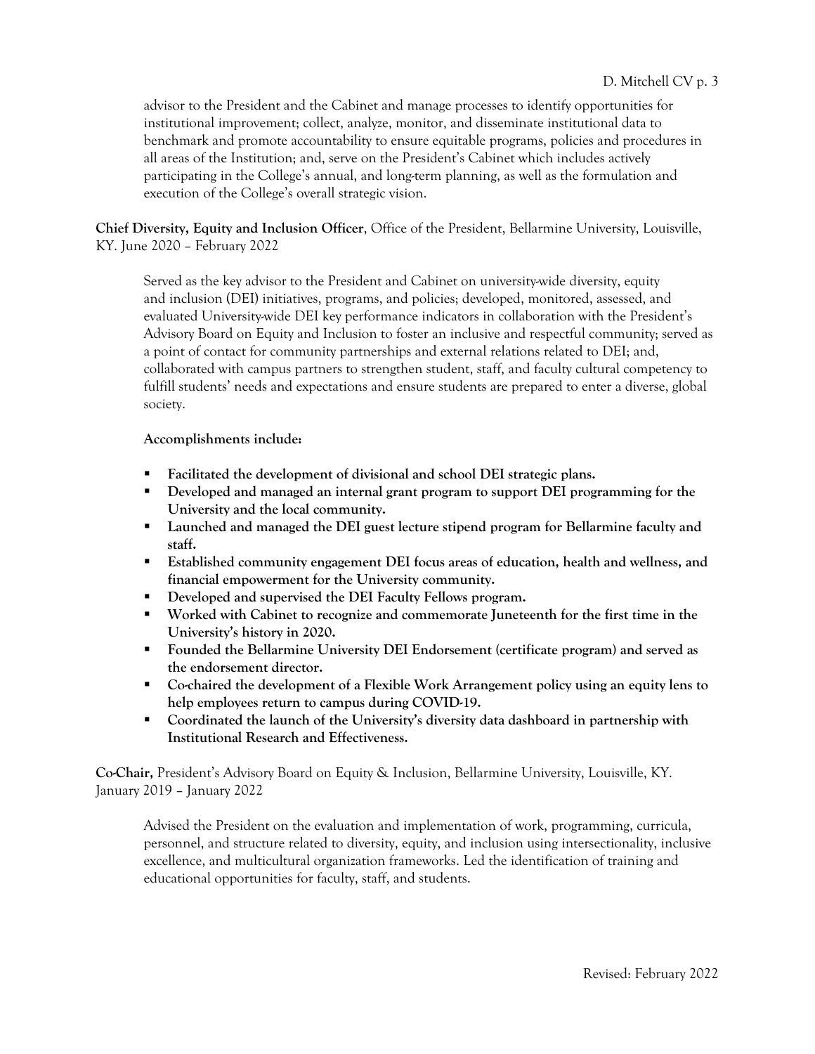advisor to the President and the Cabinet and manage processes to identify opportunities for institutional improvement; collect, analyze, monitor, and disseminate institutional data to benchmark and promote accountability to ensure equitable programs, policies and procedures in all areas of the Institution; and, serve on the President's Cabinet which includes actively participating in the College's annual, and long-term planning, as well as the formulation and execution of the College's overall strategic vision.

**Chief Diversity, Equity and Inclusion Officer**, Office of the President, Bellarmine University, Louisville, KY. June 2020 – February 2022

Served as the key advisor to the President and Cabinet on university-wide diversity, equity and inclusion (DEI) initiatives, programs, and policies; developed, monitored, assessed, and evaluated University-wide DEI key performance indicators in collaboration with the President's Advisory Board on Equity and Inclusion to foster an inclusive and respectful community; served as a point of contact for community partnerships and external relations related to DEI; and, collaborated with campus partners to strengthen student, staff, and faculty cultural competency to fulfill students' needs and expectations and ensure students are prepared to enter a diverse, global society.

**Accomplishments include:**

- **Facilitated the development of divisional and school DEI strategic plans.**
- **Developed and managed an internal grant program to support DEI programming for the University and the local community.**
- **Launched and managed the DEI guest lecture stipend program for Bellarmine faculty and staff.**
- **Established community engagement DEI focus areas of education, health and wellness, and financial empowerment for the University community.**
- **Developed and supervised the DEI Faculty Fellows program.**
- **Worked with Cabinet to recognize and commemorate Juneteenth for the first time in the University's history in 2020.**
- **Founded the Bellarmine University DEI Endorsement (certificate program) and served as the endorsement director.**
- **Co-chaired the development of a Flexible Work Arrangement policy using an equity lens to help employees return to campus during COVID-19.**
- **Coordinated the launch of the University's diversity data dashboard in partnership with Institutional Research and Effectiveness.**

**Co-Chair,** President's Advisory Board on Equity & Inclusion, Bellarmine University, Louisville, KY. January 2019 – January 2022

Advised the President on the evaluation and implementation of work, programming, curricula, personnel, and structure related to diversity, equity, and inclusion using intersectionality, inclusive excellence, and multicultural organization frameworks. Led the identification of training and educational opportunities for faculty, staff, and students.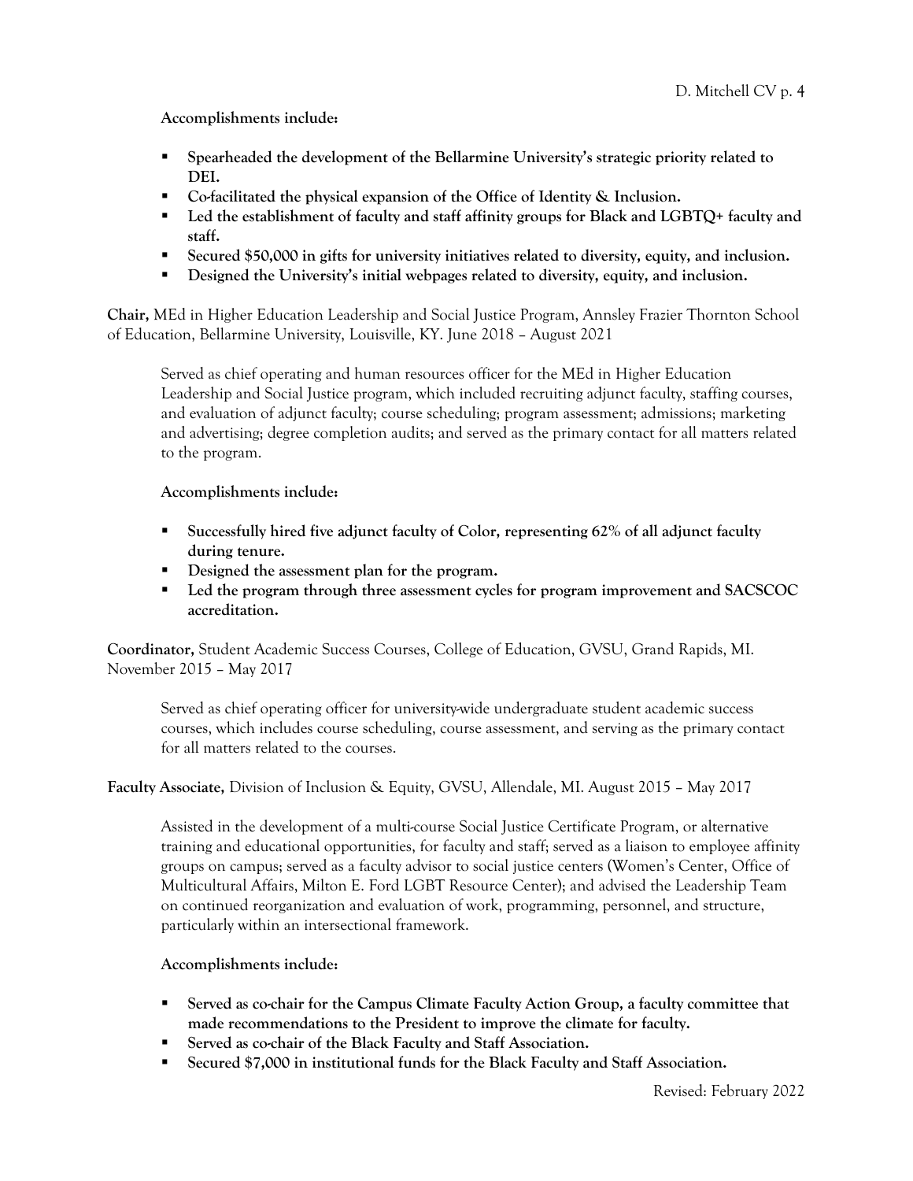**Accomplishments include:**

- **Spearheaded the development of the Bellarmine University's strategic priority related to DEI.**
- **Co-facilitated the physical expansion of the Office of Identity & Inclusion.**
- **Led the establishment of faculty and staff affinity groups for Black and LGBTQ+ faculty and staff.**
- **Secured $50,000 in gifts for university initiatives related to diversity, equity, and inclusion.**
- **Designed the University's initial webpages related to diversity, equity, and inclusion.**

**Chair,** MEd in Higher Education Leadership and Social Justice Program, Annsley Frazier Thornton School of Education, Bellarmine University, Louisville, KY. June 2018 – August 2021

Served as chief operating and human resources officer for the MEd in Higher Education Leadership and Social Justice program, which included recruiting adjunct faculty, staffing courses, and evaluation of adjunct faculty; course scheduling; program assessment; admissions; marketing and advertising; degree completion audits; and served as the primary contact for all matters related to the program.

**Accomplishments include:**

- **Successfully hired five adjunct faculty of Color, representing 62% of all adjunct faculty during tenure.**
- **Designed the assessment plan for the program.**
- **Led the program through three assessment cycles for program improvement and SACSCOC accreditation.**

**Coordinator,** Student Academic Success Courses, College of Education, GVSU, Grand Rapids, MI. November 2015 – May 2017

Served as chief operating officer for university-wide undergraduate student academic success courses, which includes course scheduling, course assessment, and serving as the primary contact for all matters related to the courses.

**Faculty Associate,** Division of Inclusion & Equity, GVSU, Allendale, MI. August 2015 – May 2017

Assisted in the development of a multi-course Social Justice Certificate Program, or alternative training and educational opportunities, for faculty and staff; served as a liaison to employee affinity groups on campus; served as a faculty advisor to social justice centers (Women's Center, Office of Multicultural Affairs, Milton E. Ford LGBT Resource Center); and advised the Leadership Team on continued reorganization and evaluation of work, programming, personnel, and structure, particularly within an intersectional framework.

**Accomplishments include:**

- **Served as co-chair for the Campus Climate Faculty Action Group, a faculty committee that made recommendations to the President to improve the climate for faculty.**
- **Served as co-chair of the Black Faculty and Staff Association.**
- **Secured $7,000 in institutional funds for the Black Faculty and Staff Association.**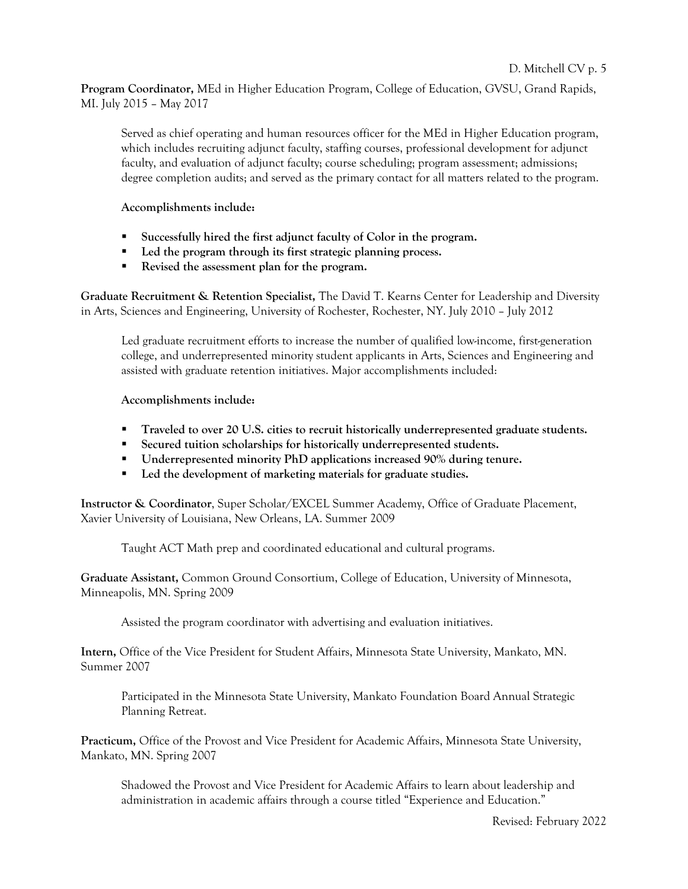**Program Coordinator,** MEd in Higher Education Program, College of Education, GVSU, Grand Rapids, MI. July 2015 – May 2017

Served as chief operating and human resources officer for the MEd in Higher Education program, which includes recruiting adjunct faculty, staffing courses, professional development for adjunct faculty, and evaluation of adjunct faculty; course scheduling; program assessment; admissions; degree completion audits; and served as the primary contact for all matters related to the program.

**Accomplishments include:**

- **Successfully hired the first adjunct faculty of Color in the program.**
- **Led the program through its first strategic planning process.**
- **Revised the assessment plan for the program.**

**Graduate Recruitment & Retention Specialist,** The David T. Kearns Center for Leadership and Diversity in Arts, Sciences and Engineering, University of Rochester, Rochester, NY. July 2010 – July 2012

Led graduate recruitment efforts to increase the number of qualified low-income, first-generation college, and underrepresented minority student applicants in Arts, Sciences and Engineering and assisted with graduate retention initiatives. Major accomplishments included:

**Accomplishments include:**

- **Traveled to over 20 U.S. cities to recruit historically underrepresented graduate students.**
- **Secured tuition scholarships for historically underrepresented students.**
- **Underrepresented minority PhD applications increased 90% during tenure.**
- **Led the development of marketing materials for graduate studies.**

**Instructor & Coordinator**, Super Scholar/EXCEL Summer Academy, Office of Graduate Placement, Xavier University of Louisiana, New Orleans, LA. Summer 2009

Taught ACT Math prep and coordinated educational and cultural programs.

**Graduate Assistant,** Common Ground Consortium, College of Education, University of Minnesota, Minneapolis, MN. Spring 2009

Assisted the program coordinator with advertising and evaluation initiatives.

**Intern,** Office of the Vice President for Student Affairs, Minnesota State University, Mankato, MN. Summer 2007

Participated in the Minnesota State University, Mankato Foundation Board Annual Strategic Planning Retreat.

**Practicum,** Office of the Provost and Vice President for Academic Affairs, Minnesota State University, Mankato, MN. Spring 2007

Shadowed the Provost and Vice President for Academic Affairs to learn about leadership and administration in academic affairs through a course titled "Experience and Education."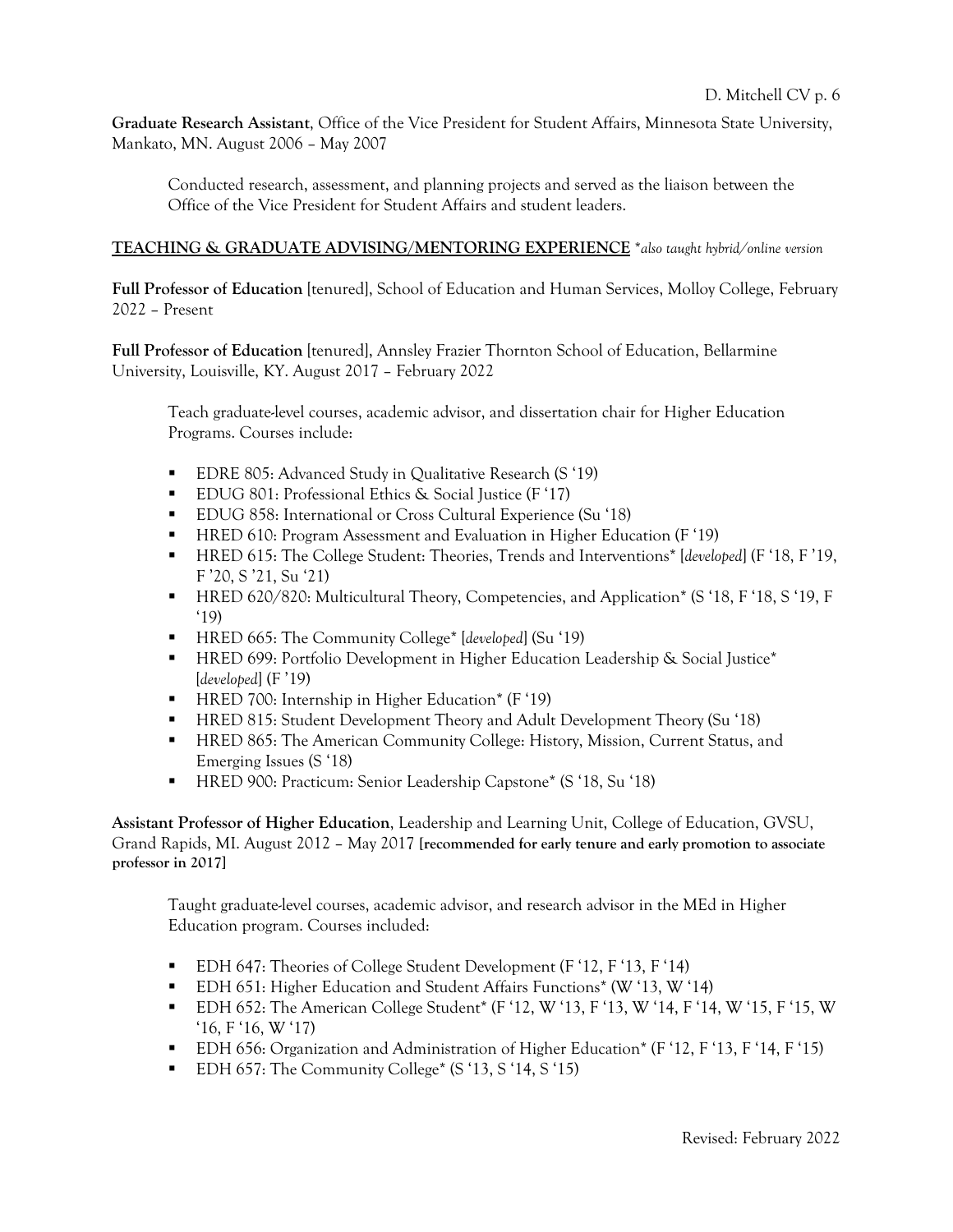**Graduate Research Assistant**, Office of the Vice President for Student Affairs, Minnesota State University, Mankato, MN. August 2006 – May 2007

Conducted research, assessment, and planning projects and served as the liaison between the Office of the Vice President for Student Affairs and student leaders.

## TEACHING & GRADUATE ADVISING/MENTORING EXPERIENCE *\*also taught hybrid/online version*

**Full Professor of Education** [tenured], School of Education and Human Services, Molloy College, February 2022 – Present

**Full Professor of Education** [tenured], Annsley Frazier Thornton School of Education, Bellarmine University, Louisville, KY. August 2017 – February 2022

Teach graduate-level courses, academic advisor, and dissertation chair for Higher Education Programs. Courses include:

- EDRE 805: Advanced Study in Qualitative Research (S '19)
- EDUG 801: Professional Ethics & Social Justice (F '17)
- EDUG 858: International or Cross Cultural Experience (Su '18)
- HRED 610: Program Assessment and Evaluation in Higher Education (F '19)
- HRED 615: The College Student: Theories, Trends and Interventions* [*developed*] (F '18, F '19, F '20, S '21, Su '21)
- HRED 620/820: Multicultural Theory, Competencies, and Application* (S '18, F '18, S '19, F '19)
- HRED 665: The Community College* [*developed*] (Su '19)
- HRED 699: Portfolio Development in Higher Education Leadership & Social Justice* [*developed*] (F '19)
- HRED 700: Internship in Higher Education* (F '19)
- HRED 815: Student Development Theory and Adult Development Theory (Su '18)
- HRED 865: The American Community College: History, Mission, Current Status, and Emerging Issues (S '18)
- HRED 900: Practicum: Senior Leadership Capstone* (S '18, Su '18)

**Assistant Professor of Higher Education**, Leadership and Learning Unit, College of Education, GVSU, Grand Rapids, MI. August 2012 – May 2017 **[recommended for early tenure and early promotion to associate professor in 2017]**

Taught graduate-level courses, academic advisor, and research advisor in the MEd in Higher Education program. Courses included:

- EDH 647: Theories of College Student Development (F '12, F '13, F '14)
- EDH 651: Higher Education and Student Affairs Functions* (W '13, W '14)
- EDH 652: The American College Student* (F '12, W '13, F '13, W '14, F '14, W '15, F '15, W '16, F '16, W '17)
- EDH 656: Organization and Administration of Higher Education* (F '12, F '13, F '14, F '15)
- EDH 657: The Community College* (S '13, S '14, S '15)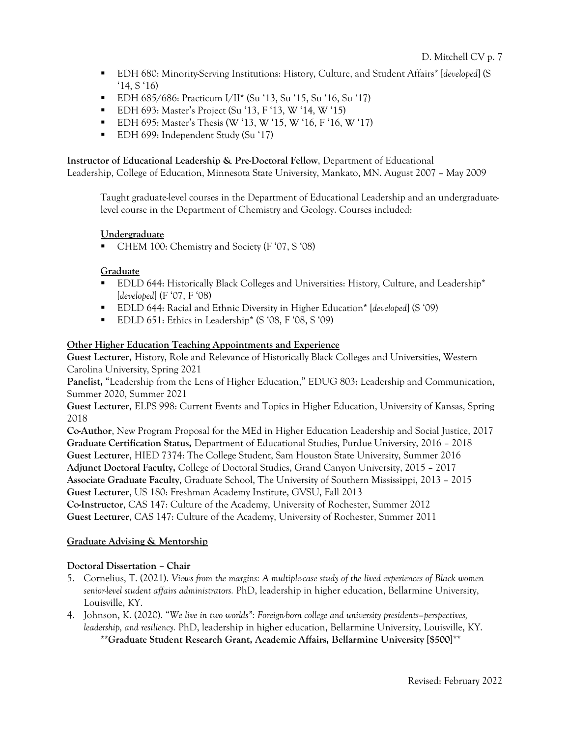- EDH 680: Minority-Serving Institutions: History, Culture, and Student Affairs* [*developed*] (S '14, S '16)
- EDH 685/686: Practicum I/II* (Su '13, Su '15, Su '16, Su '17)
- EDH 693: Master's Project (Su '13, F '13, W '14, W '15)
- EDH 695: Master's Thesis (W '13, W '15, W '16, F '16, W '17)
- EDH 699: Independent Study (Su '17)

**Instructor of Educational Leadership & Pre-Doctoral Fellow**, Department of Educational Leadership, College of Education, Minnesota State University, Mankato, MN. August 2007 – May 2009

Taught graduate-level courses in the Department of Educational Leadership and an undergraduate-level course in the Department of Chemistry and Geology. Courses included:

**Undergraduate**
- CHEM 100: Chemistry and Society (F '07, S '08)

**Graduate**
- EDLD 644: Historically Black Colleges and Universities: History, Culture, and Leadership* [*developed*] (F '07, F '08)
- EDLD 644: Racial and Ethnic Diversity in Higher Education* [*developed*] (S '09)
- EDLD 651: Ethics in Leadership* (S '08, F '08, S '09)

**Other Higher Education Teaching Appointments and Experience**

**Guest Lecturer,** History, Role and Relevance of Historically Black Colleges and Universities, Western Carolina University, Spring 2021
**Panelist,** "Leadership from the Lens of Higher Education," EDUG 803: Leadership and Communication, Summer 2020, Summer 2021
**Guest Lecturer,** ELPS 998: Current Events and Topics in Higher Education, University of Kansas, Spring 2018
**Co-Author**, New Program Proposal for the MEd in Higher Education Leadership and Social Justice, 2017
**Graduate Certification Status,** Department of Educational Studies, Purdue University, 2016 – 2018
**Guest Lecturer**, HIED 7374: The College Student, Sam Houston State University, Summer 2016
**Adjunct Doctoral Faculty,** College of Doctoral Studies, Grand Canyon University, 2015 – 2017
**Associate Graduate Faculty**, Graduate School, The University of Southern Mississippi, 2013 – 2015
**Guest Lecturer**, US 180: Freshman Academy Institute, GVSU, Fall 2013
**Co-Instructor**, CAS 147: Culture of the Academy, University of Rochester, Summer 2012
**Guest Lecturer**, CAS 147: Culture of the Academy, University of Rochester, Summer 2011

**Graduate Advising & Mentorship**

**Doctoral Dissertation – Chair**

5. Cornelius, T. (2021). *Views from the margins: A multiple-case study of the lived experiences of Black women senior-level student affairs administrators.* PhD, leadership in higher education, Bellarmine University, Louisville, KY.
4. Johnson, K. (2020). "*We live in two worlds": Foreign-born college and university presidents–perspectives, leadership, and resiliency.* PhD, leadership in higher education, Bellarmine University, Louisville, KY.
   **Graduate Student Research Grant, Academic Affairs, Bellarmine University [$500]**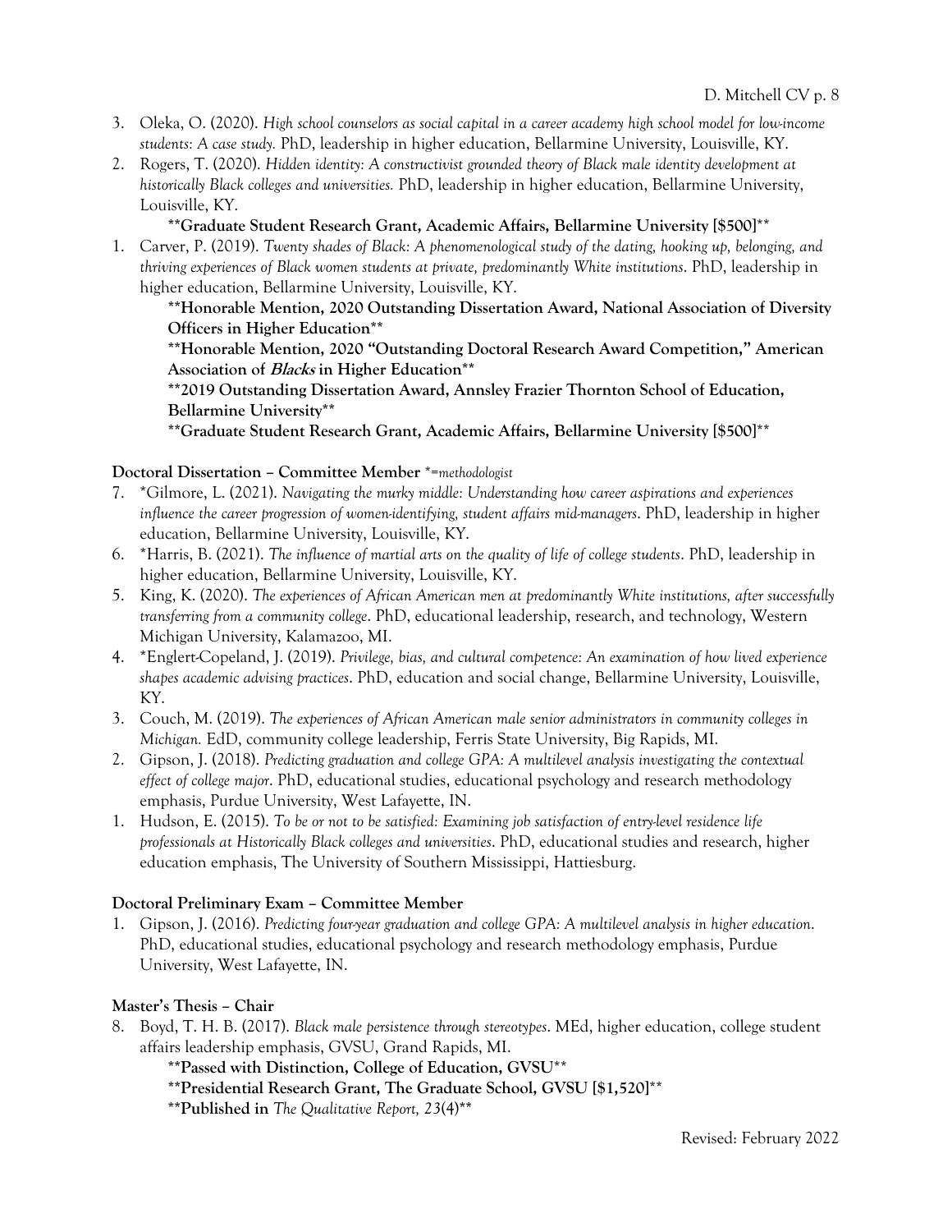3. Oleka, O. (2020). *High school counselors as social capital in a career academy high school model for low-income students: A case study.* PhD, leadership in higher education, Bellarmine University, Louisville, KY.
2. Rogers, T. (2020). *Hidden identity: A constructivist grounded theory of Black male identity development at historically Black colleges and universities.* PhD, leadership in higher education, Bellarmine University, Louisville, KY.

    **\*\*Graduate Student Research Grant, Academic Affairs, Bellarmine University [$500]\*\***

1. Carver, P. (2019). *Twenty shades of Black: A phenomenological study of the dating, hooking up, belonging, and thriving experiences of Black women students at private, predominantly White institutions*. PhD, leadership in higher education, Bellarmine University, Louisville, KY.

    **\*\*Honorable Mention, 2020 Outstanding Dissertation Award, National Association of Diversity Officers in Higher Education\*\***

    **\*\*Honorable Mention, 2020 "Outstanding Doctoral Research Award Competition," American Association of *Blacks* in Higher Education\*\***

    **\*\*2019 Outstanding Dissertation Award, Annsley Frazier Thornton School of Education, Bellarmine University\*\***

    **\*\*Graduate Student Research Grant, Academic Affairs, Bellarmine University [$500]\*\***

**Doctoral Dissertation – Committee Member** *\*=methodologist*

7. \*Gilmore, L. (2021). *Navigating the murky middle: Understanding how career aspirations and experiences influence the career progression of women-identifying, student affairs mid-managers*. PhD, leadership in higher education, Bellarmine University, Louisville, KY.
6. \*Harris, B. (2021). *The influence of martial arts on the quality of life of college students*. PhD, leadership in higher education, Bellarmine University, Louisville, KY.
5. King, K. (2020). *The experiences of African American men at predominantly White institutions, after successfully transferring from a community college*. PhD, educational leadership, research, and technology, Western Michigan University, Kalamazoo, MI.
4. \*Englert-Copeland, J. (2019). *Privilege, bias, and cultural competence: An examination of how lived experience shapes academic advising practices*. PhD, education and social change, Bellarmine University, Louisville, KY.
3. Couch, M. (2019). *The experiences of African American male senior administrators in community colleges in Michigan.* EdD, community college leadership, Ferris State University, Big Rapids, MI.
2. Gipson, J. (2018). *Predicting graduation and college GPA: A multilevel analysis investigating the contextual effect of college major*. PhD, educational studies, educational psychology and research methodology emphasis, Purdue University, West Lafayette, IN.
1. Hudson, E. (2015). *To be or not to be satisfied: Examining job satisfaction of entry-level residence life professionals at Historically Black colleges and universities*. PhD, educational studies and research, higher education emphasis, The University of Southern Mississippi, Hattiesburg.

**Doctoral Preliminary Exam – Committee Member**

1. Gipson, J. (2016). *Predicting four-year graduation and college GPA: A multilevel analysis in higher education*. PhD, educational studies, educational psychology and research methodology emphasis, Purdue University, West Lafayette, IN.

**Master's Thesis – Chair**

8. Boyd, T. H. B. (2017). *Black male persistence through stereotypes*. MEd, higher education, college student affairs leadership emphasis, GVSU, Grand Rapids, MI.

    **\*\*Passed with Distinction, College of Education, GVSU\*\***

    **\*\*Presidential Research Grant, The Graduate School, GVSU [$1,520]\*\***

    **\*\*Published in *The Qualitative Report, 23*(4)\*\***

Revised: February 2022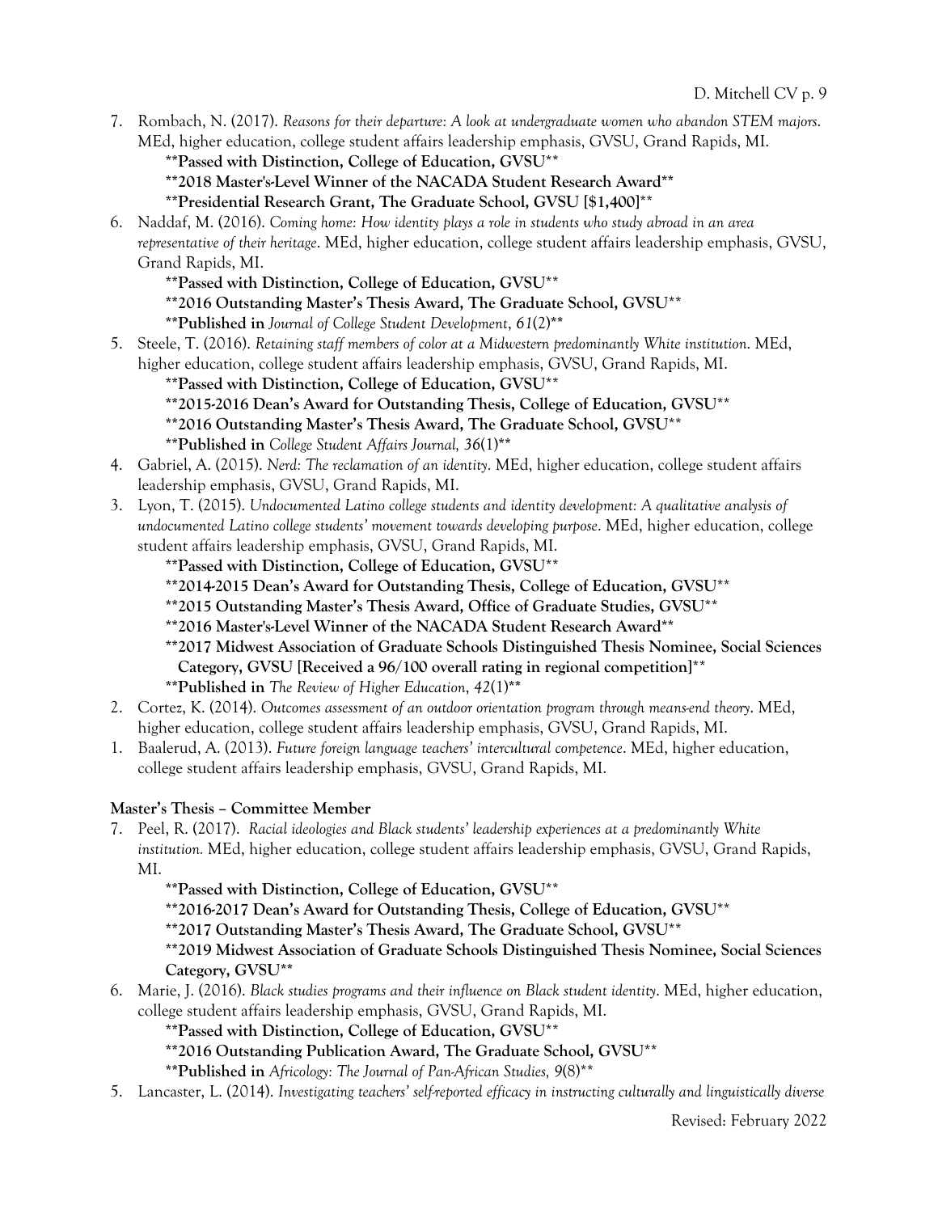7. Rombach, N. (2017). *Reasons for their departure: A look at undergraduate women who abandon STEM majors*. MEd, higher education, college student affairs leadership emphasis, GVSU, Grand Rapids, MI.
   **\*\*Passed with Distinction, College of Education, GVSU\*\***
   **\*\*2018 Master's-Level Winner of the NACADA Student Research Award\*\***
   **\*\*Presidential Research Grant, The Graduate School, GVSU [$1,400]\*\***
6. Naddaf, M. (2016). *Coming home: How identity plays a role in students who study abroad in an area representative of their heritage*. MEd, higher education, college student affairs leadership emphasis, GVSU, Grand Rapids, MI.
   **\*\*Passed with Distinction, College of Education, GVSU\*\***
   **\*\*2016 Outstanding Master's Thesis Award, The Graduate School, GVSU\*\***
   **\*\*Published in** *Journal of College Student Development*, *61*(2)**\*\***
5. Steele, T. (2016). *Retaining staff members of color at a Midwestern predominantly White institution*. MEd, higher education, college student affairs leadership emphasis, GVSU, Grand Rapids, MI.
   **\*\*Passed with Distinction, College of Education, GVSU\*\***
   **\*\*2015-2016 Dean's Award for Outstanding Thesis, College of Education, GVSU\*\***
   **\*\*2016 Outstanding Master's Thesis Award, The Graduate School, GVSU\*\***
   **\*\*Published in** *College Student Affairs Journal, 36*(1)**\*\***
4. Gabriel, A. (2015). *Nerd: The reclamation of an identity*. MEd, higher education, college student affairs leadership emphasis, GVSU, Grand Rapids, MI.
3. Lyon, T. (2015). *Undocumented Latino college students and identity development: A qualitative analysis of undocumented Latino college students' movement towards developing purpose*. MEd, higher education, college student affairs leadership emphasis, GVSU, Grand Rapids, MI.
   **\*\*Passed with Distinction, College of Education, GVSU\*\***
   **\*\*2014-2015 Dean's Award for Outstanding Thesis, College of Education, GVSU\*\***
   **\*\*2015 Outstanding Master's Thesis Award, Office of Graduate Studies, GVSU\*\***
   **\*\*2016 Master's-Level Winner of the NACADA Student Research Award\*\***
   **\*\*2017 Midwest Association of Graduate Schools Distinguished Thesis Nominee, Social Sciences Category, GVSU [Received a 96/100 overall rating in regional competition]\*\***
   **\*\*Published in** *The Review of Higher Education*, *42*(1)**\*\***
2. Cortez, K. (2014). *Outcomes assessment of an outdoor orientation program through means-end theory*. MEd, higher education, college student affairs leadership emphasis, GVSU, Grand Rapids, MI.
1. Baalerud, A. (2013). *Future foreign language teachers' intercultural competence*. MEd, higher education, college student affairs leadership emphasis, GVSU, Grand Rapids, MI.

**Master's Thesis – Committee Member**

7. Peel, R. (2017). *Racial ideologies and Black students' leadership experiences at a predominantly White institution.* MEd, higher education, college student affairs leadership emphasis, GVSU, Grand Rapids, MI.
   **\*\*Passed with Distinction, College of Education, GVSU\*\***
   **\*\*2016-2017 Dean's Award for Outstanding Thesis, College of Education, GVSU\*\***
   **\*\*2017 Outstanding Master's Thesis Award, The Graduate School, GVSU\*\***
   **\*\*2019 Midwest Association of Graduate Schools Distinguished Thesis Nominee, Social Sciences Category, GVSU\*\***
6. Marie, J. (2016). *Black studies programs and their influence on Black student identity*. MEd, higher education, college student affairs leadership emphasis, GVSU, Grand Rapids, MI.
   **\*\*Passed with Distinction, College of Education, GVSU\*\***
   **\*\*2016 Outstanding Publication Award, The Graduate School, GVSU\*\***
   **\*\*Published in** *Africology: The Journal of Pan-African Studies, 9*(8)**\*\***
5. Lancaster, L. (2014). *Investigating teachers' self-reported efficacy in instructing culturally and linguistically diverse*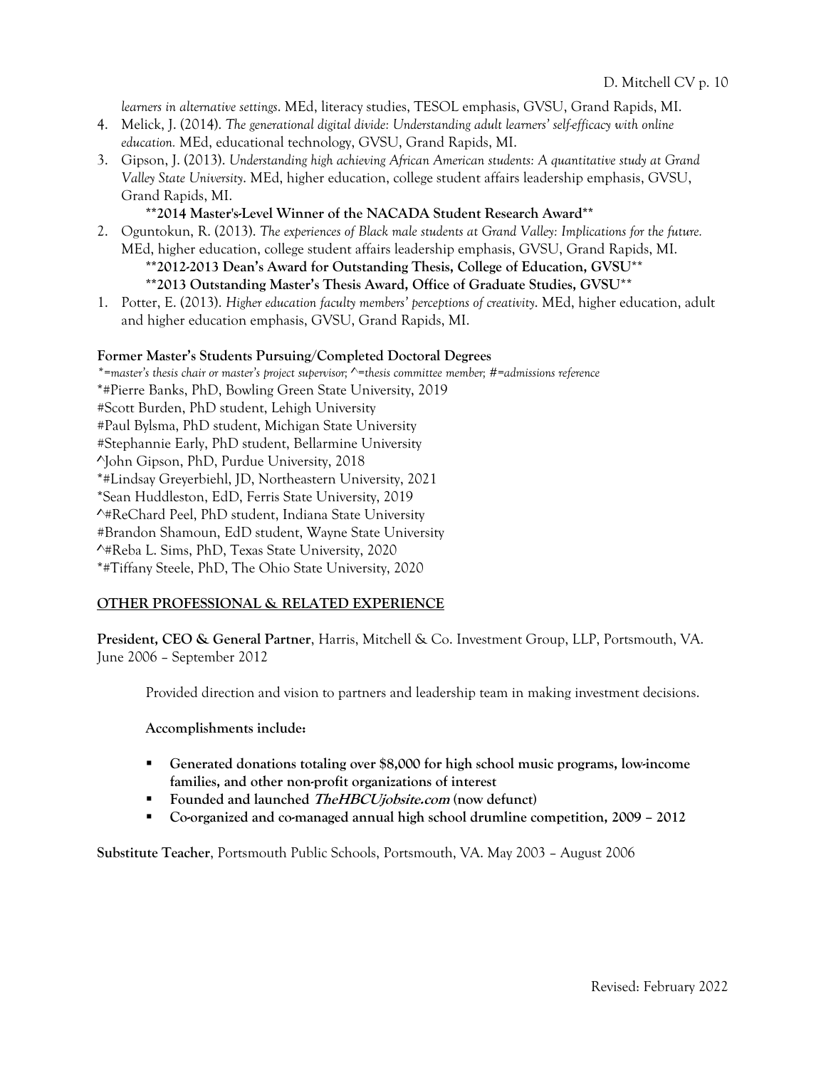*learners in alternative settings*. MEd, literacy studies, TESOL emphasis, GVSU, Grand Rapids, MI.

4. Melick, J. (2014). *The generational digital divide: Understanding adult learners' self-efficacy with online education.* MEd, educational technology, GVSU, Grand Rapids, MI.
3. Gipson, J. (2013). *Understanding high achieving African American students: A quantitative study at Grand Valley State University*. MEd, higher education, college student affairs leadership emphasis, GVSU, Grand Rapids, MI.
   **\*\*2014 Master's-Level Winner of the NACADA Student Research Award\*\***
2. Oguntokun, R. (2013). *The experiences of Black male students at Grand Valley: Implications for the future.* MEd, higher education, college student affairs leadership emphasis, GVSU, Grand Rapids, MI.
   **\*\*2012-2013 Dean's Award for Outstanding Thesis, College of Education, GVSU\*\***
   **\*\*2013 Outstanding Master's Thesis Award, Office of Graduate Studies, GVSU\*\***
1. Potter, E. (2013). *Higher education faculty members' perceptions of creativity.* MEd, higher education, adult and higher education emphasis, GVSU, Grand Rapids, MI.

**Former Master's Students Pursuing/Completed Doctoral Degrees**

*\*=master's thesis chair or master's project supervisor; ^=thesis committee member; #=admissions reference*

\*#Pierre Banks, PhD, Bowling Green State University, 2019
#Scott Burden, PhD student, Lehigh University
#Paul Bylsma, PhD student, Michigan State University
#Stephannie Early, PhD student, Bellarmine University
^John Gipson, PhD, Purdue University, 2018
\*#Lindsay Greyerbiehl, JD, Northeastern University, 2021
\*Sean Huddleston, EdD, Ferris State University, 2019
^#ReChard Peel, PhD student, Indiana State University
#Brandon Shamoun, EdD student, Wayne State University
^#Reba L. Sims, PhD, Texas State University, 2020
\*#Tiffany Steele, PhD, The Ohio State University, 2020

## OTHER PROFESSIONAL & RELATED EXPERIENCE

**President, CEO & General Partner**, Harris, Mitchell & Co. Investment Group, LLP, Portsmouth, VA. June 2006 – September 2012

Provided direction and vision to partners and leadership team in making investment decisions.

**Accomplishments include:**

- **Generated donations totaling over $8,000 for high school music programs, low-income families, and other non-profit organizations of interest**
- **Founded and launched *TheHBCUjobsite.com* (now defunct)**
- **Co-organized and co-managed annual high school drumline competition, 2009 – 2012**

**Substitute Teacher**, Portsmouth Public Schools, Portsmouth, VA. May 2003 – August 2006

Revised: February 2022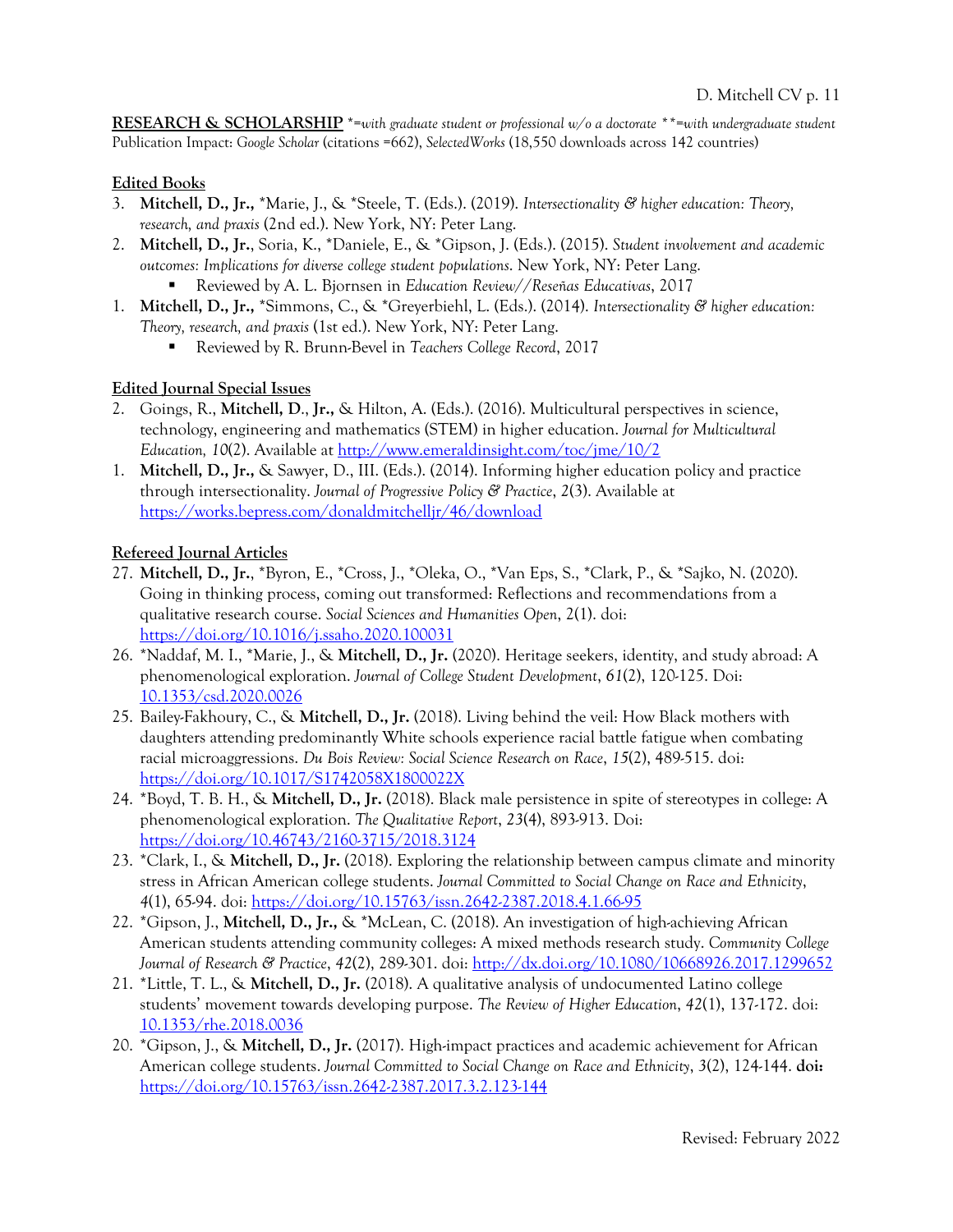**RESEARCH & SCHOLARSHIP** *\*=with graduate student or professional w/o a doctorate \*\*=with undergraduate student*
Publication Impact: *Google Scholar* (citations =662), *SelectedWorks* (18,550 downloads across 142 countries)

**Edited Books**

3. **Mitchell, D., Jr.,** *Marie, J., & *Steele, T. (Eds.). (2019). *Intersectionality & higher education: Theory, research, and praxis* (2nd ed.). New York, NY: Peter Lang.
2. **Mitchell, D., Jr.**, Soria, K., *Daniele, E., & *Gipson, J. (Eds.). (2015). *Student involvement and academic outcomes: Implications for diverse college student populations*. New York, NY: Peter Lang.
   - Reviewed by A. L. Bjornsen in *Education Review//Reseñas Educativas*, 2017
1. **Mitchell, D., Jr.,** *Simmons, C., & *Greyerbiehl, L. (Eds.). (2014). *Intersectionality & higher education: Theory, research, and praxis* (1st ed.). New York, NY: Peter Lang.
   - Reviewed by R. Brunn-Bevel in *Teachers College Record*, 2017

**Edited Journal Special Issues**

2. Goings, R., **Mitchell, D., Jr.,** & Hilton, A. (Eds.). (2016). Multicultural perspectives in science, technology, engineering and mathematics (STEM) in higher education. *Journal for Multicultural Education, 10*(2). Available at http://www.emeraldinsight.com/toc/jme/10/2
1. **Mitchell, D., Jr.,** & Sawyer, D., III. (Eds.). (2014). Informing higher education policy and practice through intersectionality. *Journal of Progressive Policy & Practice*, *2*(3). Available at https://works.bepress.com/donaldmitchelljr/46/download

**Refereed Journal Articles**

27. **Mitchell, D., Jr.**, *Byron, E., *Cross, J., *Oleka, O., *Van Eps, S., *Clark, P., & *Sajko, N. (2020). Going in thinking process, coming out transformed: Reflections and recommendations from a qualitative research course. *Social Sciences and Humanities Open*, *2*(1). doi: https://doi.org/10.1016/j.ssaho.2020.100031
26. *Naddaf, M. I., *Marie, J., & **Mitchell, D., Jr.** (2020). Heritage seekers, identity, and study abroad: A phenomenological exploration. *Journal of College Student Development*, *61*(2), 120-125. Doi: 10.1353/csd.2020.0026
25. Bailey-Fakhoury, C., & **Mitchell, D., Jr.** (2018). Living behind the veil: How Black mothers with daughters attending predominantly White schools experience racial battle fatigue when combating racial microaggressions. *Du Bois Review: Social Science Research on Race*, *15*(2), 489-515. doi: https://doi.org/10.1017/S1742058X1800022X
24. *Boyd, T. B. H., & **Mitchell, D., Jr.** (2018). Black male persistence in spite of stereotypes in college: A phenomenological exploration. *The Qualitative Report*, *23*(4), 893-913. Doi: https://doi.org/10.46743/2160-3715/2018.3124
23. *Clark, I., & **Mitchell, D., Jr.** (2018). Exploring the relationship between campus climate and minority stress in African American college students. *Journal Committed to Social Change on Race and Ethnicity*, *4*(1), 65-94. doi: https://doi.org/10.15763/issn.2642-2387.2018.4.1.66-95
22. *Gipson, J., **Mitchell, D., Jr.,** & *McLean, C. (2018). An investigation of high-achieving African American students attending community colleges: A mixed methods research study. *Community College Journal of Research & Practice*, *42*(2), 289-301. doi: http://dx.doi.org/10.1080/10668926.2017.1299652
21. *Little, T. L., & **Mitchell, D., Jr.** (2018). A qualitative analysis of undocumented Latino college students' movement towards developing purpose. *The Review of Higher Education*, *42*(1), 137-172. doi: 10.1353/rhe.2018.0036
20. *Gipson, J., & **Mitchell, D., Jr.** (2017). High-impact practices and academic achievement for African American college students. *Journal Committed to Social Change on Race and Ethnicity*, *3*(2), 124-144. **doi:** https://doi.org/10.15763/issn.2642-2387.2017.3.2.123-144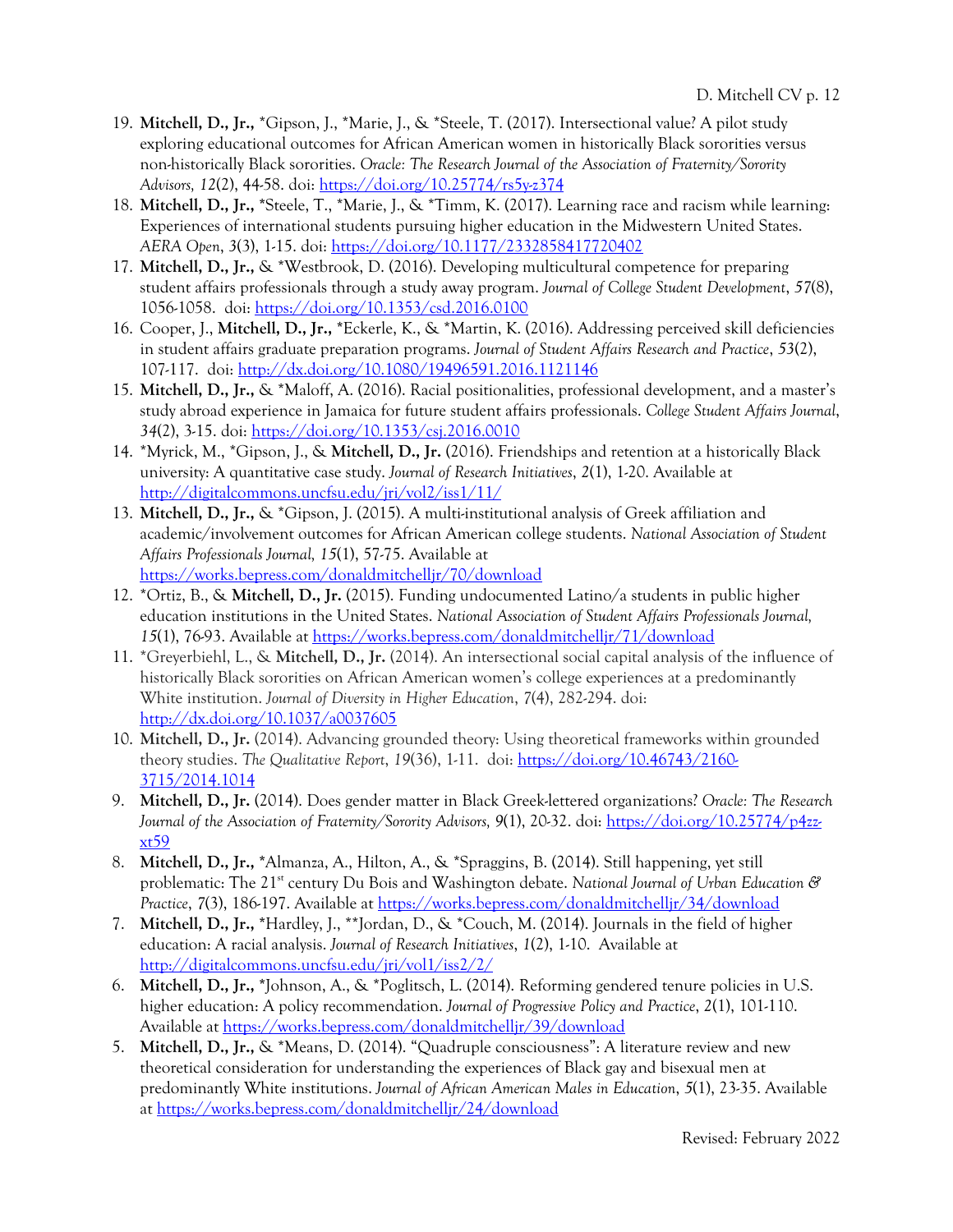19. **Mitchell, D., Jr.,** *Gipson, J., *Marie, J., & *Steele, T. (2017). Intersectional value? A pilot study exploring educational outcomes for African American women in historically Black sororities versus non-historically Black sororities. *Oracle: The Research Journal of the Association of Fraternity/Sorority Advisors, 12*(2), 44-58. doi: https://doi.org/10.25774/rs5y-z374
18. **Mitchell, D., Jr.,** *Steele, T., *Marie, J., & *Timm, K. (2017). Learning race and racism while learning: Experiences of international students pursuing higher education in the Midwestern United States. *AERA Open*, *3*(3), 1-15. doi: https://doi.org/10.1177/2332858417720402
17. **Mitchell, D., Jr.,** & *Westbrook, D. (2016). Developing multicultural competence for preparing student affairs professionals through a study away program. *Journal of College Student Development*, *57*(8), 1056-1058. doi: https://doi.org/10.1353/csd.2016.0100
16. Cooper, J., **Mitchell, D., Jr.,** *Eckerle, K., & *Martin, K. (2016). Addressing perceived skill deficiencies in student affairs graduate preparation programs. *Journal of Student Affairs Research and Practice*, *53*(2), 107-117. doi: http://dx.doi.org/10.1080/19496591.2016.1121146
15. **Mitchell, D., Jr.,** & *Maloff, A. (2016). Racial positionalities, professional development, and a master's study abroad experience in Jamaica for future student affairs professionals. *College Student Affairs Journal*, *34*(2), 3-15. doi: https://doi.org/10.1353/csj.2016.0010
14. *Myrick, M., *Gipson, J., & **Mitchell, D., Jr.** (2016). Friendships and retention at a historically Black university: A quantitative case study. *Journal of Research Initiatives*, *2*(1), 1-20. Available at http://digitalcommons.uncfsu.edu/jri/vol2/iss1/11/
13. **Mitchell, D., Jr.,** & *Gipson, J. (2015). A multi-institutional analysis of Greek affiliation and academic/involvement outcomes for African American college students. *National Association of Student Affairs Professionals Journal, 15*(1), 57-75. Available at https://works.bepress.com/donaldmitchelljr/70/download
12. *Ortiz, B., & **Mitchell, D., Jr.** (2015). Funding undocumented Latino/a students in public higher education institutions in the United States. *National Association of Student Affairs Professionals Journal, 15*(1), 76-93. Available at https://works.bepress.com/donaldmitchelljr/71/download
11. *Greyerbiehl, L., & **Mitchell, D., Jr.** (2014). An intersectional social capital analysis of the influence of historically Black sororities on African American women's college experiences at a predominantly White institution. *Journal of Diversity in Higher Education*, *7*(4), 282-294. doi: http://dx.doi.org/10.1037/a0037605
10. **Mitchell, D., Jr.** (2014). Advancing grounded theory: Using theoretical frameworks within grounded theory studies. *The Qualitative Report*, *19*(36), 1-11. doi: https://doi.org/10.46743/2160-3715/2014.1014
9. **Mitchell, D., Jr.** (2014). Does gender matter in Black Greek-lettered organizations? *Oracle: The Research Journal of the Association of Fraternity/Sorority Advisors, 9*(1), 20-32. doi: https://doi.org/10.25774/p4zz-xt59
8. **Mitchell, D., Jr.,** *Almanza, A., Hilton, A., & *Spraggins, B. (2014). Still happening, yet still problematic: The 21st century Du Bois and Washington debate. *National Journal of Urban Education & Practice*, *7*(3), 186-197. Available at https://works.bepress.com/donaldmitchelljr/34/download
7. **Mitchell, D., Jr.,** *Hardley, J., **Jordan, D., & *Couch, M. (2014). Journals in the field of higher education: A racial analysis. *Journal of Research Initiatives*, *1*(2), 1-10. Available at http://digitalcommons.uncfsu.edu/jri/vol1/iss2/2/
6. **Mitchell, D., Jr.,** *Johnson, A., & *Poglitsch, L. (2014). Reforming gendered tenure policies in U.S. higher education: A policy recommendation. *Journal of Progressive Policy and Practice*, *2*(1), 101-110. Available at https://works.bepress.com/donaldmitchelljr/39/download
5. **Mitchell, D., Jr.,** & *Means, D. (2014). "Quadruple consciousness": A literature review and new theoretical consideration for understanding the experiences of Black gay and bisexual men at predominantly White institutions. *Journal of African American Males in Education*, *5*(1), 23-35. Available at https://works.bepress.com/donaldmitchelljr/24/download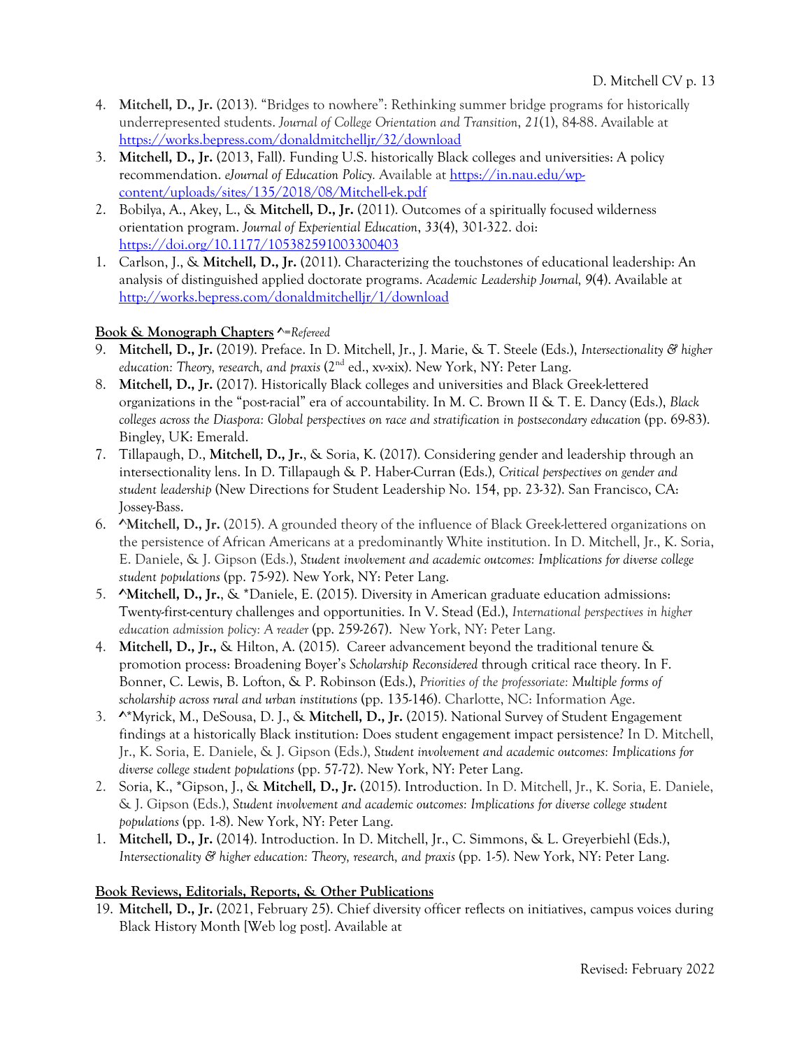4. **Mitchell, D., Jr.** (2013). "Bridges to nowhere": Rethinking summer bridge programs for historically underrepresented students. *Journal of College Orientation and Transition*, *21*(1), 84-88. Available at https://works.bepress.com/donaldmitchelljr/32/download
3. **Mitchell, D., Jr.** (2013, Fall). Funding U.S. historically Black colleges and universities: A policy recommendation. *eJournal of Education Policy.* Available at https://in.nau.edu/wp-content/uploads/sites/135/2018/08/Mitchell-ek.pdf
2. Bobilya, A., Akey, L., & **Mitchell, D., Jr.** (2011). Outcomes of a spiritually focused wilderness orientation program. *Journal of Experiential Education*, *33*(4), 301-322. doi: https://doi.org/10.1177/105382591003300403
1. Carlson, J., & **Mitchell, D., Jr.** (2011). Characterizing the touchstones of educational leadership: An analysis of distinguished applied doctorate programs. *Academic Leadership Journal, 9*(4). Available at http://works.bepress.com/donaldmitchelljr/1/download

**Book & Monograph Chapters** ^=*Refereed*

9. **Mitchell, D., Jr.** (2019). Preface. In D. Mitchell, Jr., J. Marie, & T. Steele (Eds.), *Intersectionality & higher education: Theory, research, and praxis* (2nd ed., xv-xix). New York, NY: Peter Lang.
8. **Mitchell, D., Jr.** (2017). Historically Black colleges and universities and Black Greek-lettered organizations in the "post-racial" era of accountability. In M. C. Brown II & T. E. Dancy (Eds.), *Black colleges across the Diaspora: Global perspectives on race and stratification in postsecondary education* (pp. 69-83). Bingley, UK: Emerald.
7. Tillapaugh, D., **Mitchell, D., Jr.**, & Soria, K. (2017). Considering gender and leadership through an intersectionality lens. In D. Tillapaugh & P. Haber-Curran (Eds.), *Critical perspectives on gender and student leadership* (New Directions for Student Leadership No. 154, pp. 23-32). San Francisco, CA: Jossey-Bass.
6. ^**Mitchell, D., Jr.** (2015). A grounded theory of the influence of Black Greek-lettered organizations on the persistence of African Americans at a predominantly White institution. In D. Mitchell, Jr., K. Soria, E. Daniele, & J. Gipson (Eds.), *Student involvement and academic outcomes: Implications for diverse college student populations* (pp. 75-92). New York, NY: Peter Lang.
5. ^**Mitchell, D., Jr.**, & *Daniele, E. (2015). Diversity in American graduate education admissions: Twenty-first-century challenges and opportunities. In V. Stead (Ed.), *International perspectives in higher education admission policy: A reader* (pp. 259-267). New York, NY: Peter Lang.
4. **Mitchell, D., Jr.,** & Hilton, A. (2015). Career advancement beyond the traditional tenure & promotion process: Broadening Boyer's *Scholarship Reconsidered* through critical race theory. In F. Bonner, C. Lewis, B. Lofton, & P. Robinson (Eds.), *Priorities of the professoriate: Multiple forms of scholarship across rural and urban institutions* (pp. 135-146). Charlotte, NC: Information Age.
3. ^*Myrick, M., DeSousa, D. J., & **Mitchell, D., Jr.** (2015). National Survey of Student Engagement findings at a historically Black institution: Does student engagement impact persistence? In D. Mitchell, Jr., K. Soria, E. Daniele, & J. Gipson (Eds.), *Student involvement and academic outcomes: Implications for diverse college student populations* (pp. 57-72). New York, NY: Peter Lang.
2. Soria, K., *Gipson, J., & **Mitchell, D., Jr.** (2015). Introduction. In D. Mitchell, Jr., K. Soria, E. Daniele, & J. Gipson (Eds.), *Student involvement and academic outcomes: Implications for diverse college student populations* (pp. 1-8). New York, NY: Peter Lang.
1. **Mitchell, D., Jr.** (2014). Introduction. In D. Mitchell, Jr., C. Simmons, & L. Greyerbiehl (Eds.), *Intersectionality & higher education: Theory, research, and praxis* (pp. 1-5). New York, NY: Peter Lang.

**Book Reviews, Editorials, Reports, & Other Publications**

19. **Mitchell, D., Jr.** (2021, February 25). Chief diversity officer reflects on initiatives, campus voices during Black History Month [Web log post]. Available at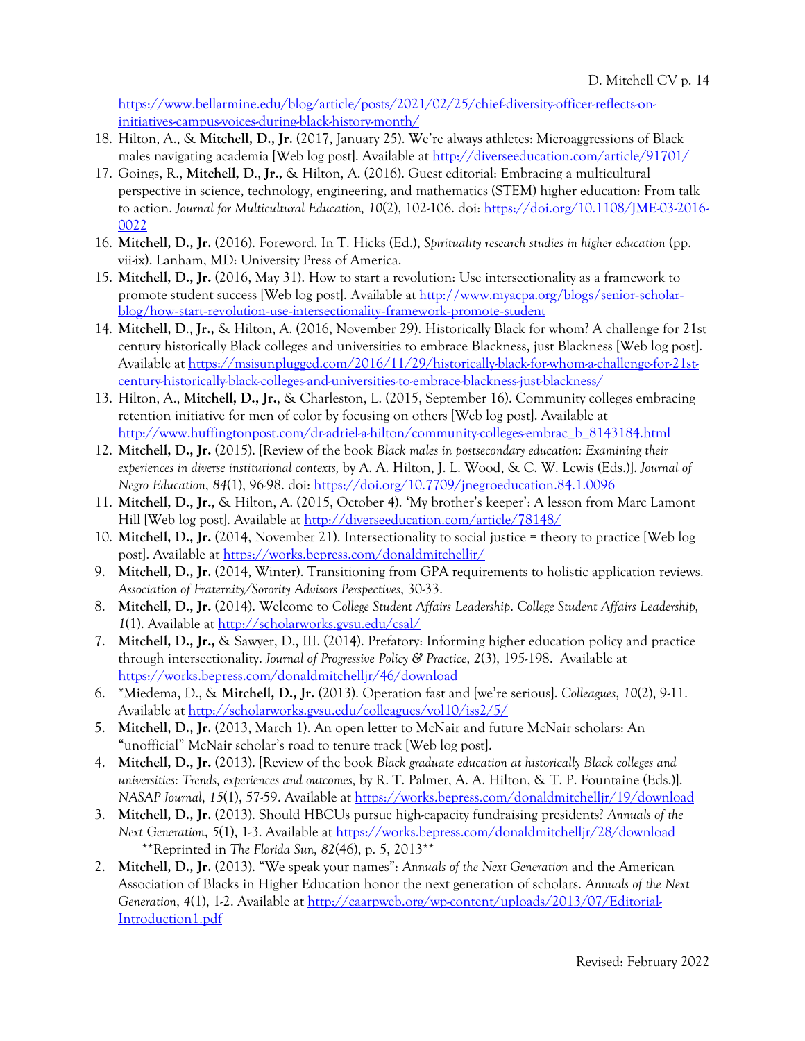https://www.bellarmine.edu/blog/article/posts/2021/02/25/chief-diversity-officer-reflects-on-initiatives-campus-voices-during-black-history-month/

18. Hilton, A., & **Mitchell, D., Jr.** (2017, January 25). We're always athletes: Microaggressions of Black males navigating academia [Web log post]. Available at http://diverseeducation.com/article/91701/
17. Goings, R., **Mitchell, D**., **Jr.,** & Hilton, A. (2016). Guest editorial: Embracing a multicultural perspective in science, technology, engineering, and mathematics (STEM) higher education: From talk to action. *Journal for Multicultural Education, 10*(2), 102-106. doi: https://doi.org/10.1108/JME-03-2016-0022
16. **Mitchell, D., Jr.** (2016). Foreword. In T. Hicks (Ed.), *Spirituality research studies in higher education* (pp. vii-ix). Lanham, MD: University Press of America.
15. **Mitchell, D., Jr.** (2016, May 31). How to start a revolution: Use intersectionality as a framework to promote student success [Web log post]. Available at http://www.myacpa.org/blogs/senior-scholar-blog/how-start-revolution-use-intersectionality-framework-promote-student
14. **Mitchell, D**., **Jr.,** & Hilton, A. (2016, November 29). Historically Black for whom? A challenge for 21st century historically Black colleges and universities to embrace Blackness, just Blackness [Web log post]. Available at https://msisunplugged.com/2016/11/29/historically-black-for-whom-a-challenge-for-21st-century-historically-black-colleges-and-universities-to-embrace-blackness-just-blackness/
13. Hilton, A., **Mitchell, D., Jr.**, & Charleston, L. (2015, September 16). Community colleges embracing retention initiative for men of color by focusing on others [Web log post]. Available at http://www.huffingtonpost.com/dr-adriel-a-hilton/community-colleges-embrac_b_8143184.html
12. **Mitchell, D., Jr.** (2015). [Review of the book *Black males in postsecondary education: Examining their experiences in diverse institutional contexts,* by A. A. Hilton, J. L. Wood, & C. W. Lewis (Eds.)]. *Journal of Negro Education*, *84*(1), 96-98. doi: https://doi.org/10.7709/jnegroeducation.84.1.0096
11. **Mitchell, D., Jr.,** & Hilton, A. (2015, October 4). 'My brother's keeper': A lesson from Marc Lamont Hill [Web log post]. Available at http://diverseeducation.com/article/78148/
10. **Mitchell, D., Jr.** (2014, November 21). Intersectionality to social justice = theory to practice [Web log post]. Available at https://works.bepress.com/donaldmitchelljr/
9. **Mitchell, D., Jr.** (2014, Winter). Transitioning from GPA requirements to holistic application reviews. *Association of Fraternity/Sorority Advisors Perspectives*, 30-33.
8. **Mitchell, D., Jr.** (2014). Welcome to *College Student Affairs Leadership*. *College Student Affairs Leadership, 1*(1). Available at http://scholarworks.gvsu.edu/csal/
7. **Mitchell, D., Jr.,** & Sawyer, D., III. (2014). Prefatory: Informing higher education policy and practice through intersectionality. *Journal of Progressive Policy & Practice*, *2*(3), 195-198. Available at https://works.bepress.com/donaldmitchelljr/46/download
6. *Miedema, D., & **Mitchell, D., Jr.** (2013). Operation fast and [we're serious]. *Colleagues*, *10*(2), 9-11. Available at http://scholarworks.gvsu.edu/colleagues/vol10/iss2/5/
5. **Mitchell, D., Jr.** (2013, March 1). An open letter to McNair and future McNair scholars: An "unofficial" McNair scholar's road to tenure track [Web log post].
4. **Mitchell, D., Jr.** (2013). [Review of the book *Black graduate education at historically Black colleges and universities: Trends, experiences and outcomes,* by R. T. Palmer, A. A. Hilton, & T. P. Fountaine (Eds.)]. *NASAP Journal*, *15*(1), 57-59. Available at https://works.bepress.com/donaldmitchelljr/19/download
3. **Mitchell, D., Jr.** (2013). Should HBCUs pursue high-capacity fundraising presidents? *Annuals of the Next Generation*, *5*(1), 1-3. Available at https://works.bepress.com/donaldmitchelljr/28/download
   **Reprinted in *The Florida Sun, 82*(46), p. 5, 2013**
2. **Mitchell, D., Jr.** (2013). "We speak your names": *Annuals of the Next Generation* and the American Association of Blacks in Higher Education honor the next generation of scholars. *Annuals of the Next Generation*, *4*(1), 1-2. Available at http://caarpweb.org/wp-content/uploads/2013/07/Editorial-Introduction1.pdf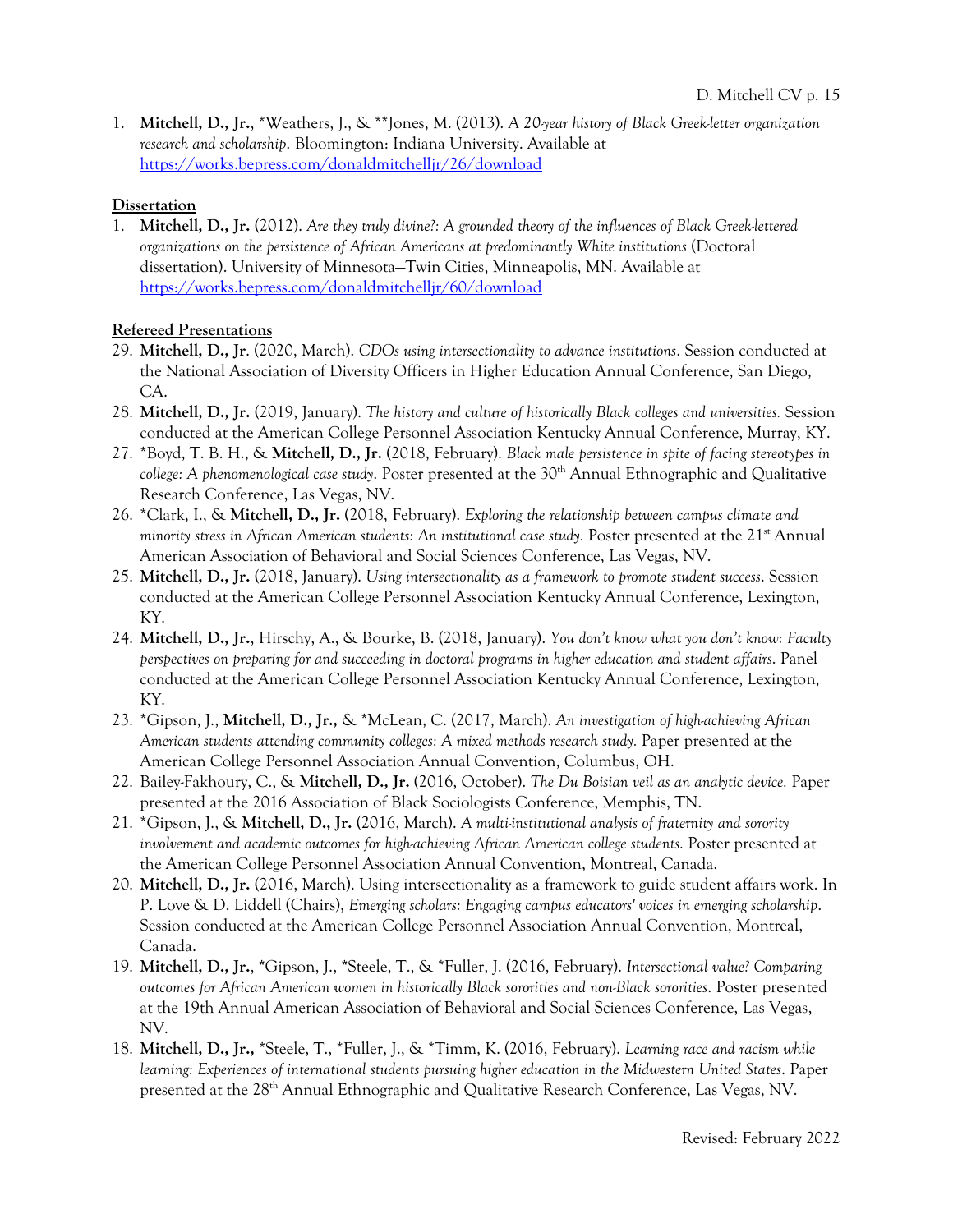1. **Mitchell, D., Jr.**, *Weathers, J., & **Jones, M. (2013). *A 20-year history of Black Greek-letter organization research and scholarship*. Bloomington: Indiana University. Available at https://works.bepress.com/donaldmitchelljr/26/download

**Dissertation**

1. **Mitchell, D., Jr.** (2012). *Are they truly divine?: A grounded theory of the influences of Black Greek-lettered organizations on the persistence of African Americans at predominantly White institutions* (Doctoral dissertation). University of Minnesota—Twin Cities, Minneapolis, MN. Available at https://works.bepress.com/donaldmitchelljr/60/download

**Refereed Presentations**

29. **Mitchell, D., Jr**. (2020, March). *CDOs using intersectionality to advance institutions*. Session conducted at the National Association of Diversity Officers in Higher Education Annual Conference, San Diego, CA.
28. **Mitchell, D., Jr.** (2019, January). *The history and culture of historically Black colleges and universities.* Session conducted at the American College Personnel Association Kentucky Annual Conference, Murray, KY.
27. *Boyd, T. B. H., & **Mitchell, D., Jr.** (2018, February). *Black male persistence in spite of facing stereotypes in college: A phenomenological case study*. Poster presented at the 30th Annual Ethnographic and Qualitative Research Conference, Las Vegas, NV.
26. *Clark, I., & **Mitchell, D., Jr.** (2018, February). *Exploring the relationship between campus climate and minority stress in African American students: An institutional case study.* Poster presented at the 21st Annual American Association of Behavioral and Social Sciences Conference, Las Vegas, NV.
25. **Mitchell, D., Jr.** (2018, January). *Using intersectionality as a framework to promote student success*. Session conducted at the American College Personnel Association Kentucky Annual Conference, Lexington, KY.
24. **Mitchell, D., Jr.**, Hirschy, A., & Bourke, B. (2018, January). *You don't know what you don't know: Faculty perspectives on preparing for and succeeding in doctoral programs in higher education and student affairs*. Panel conducted at the American College Personnel Association Kentucky Annual Conference, Lexington, KY.
23. *Gipson, J., **Mitchell, D., Jr.,** & *McLean, C. (2017, March). *An investigation of high-achieving African American students attending community colleges: A mixed methods research study.* Paper presented at the American College Personnel Association Annual Convention, Columbus, OH.
22. Bailey-Fakhoury, C., & **Mitchell, D., Jr.** (2016, October). *The Du Boisian veil as an analytic device.* Paper presented at the 2016 Association of Black Sociologists Conference, Memphis, TN.
21. *Gipson, J., & **Mitchell, D., Jr.** (2016, March). *A multi-institutional analysis of fraternity and sorority involvement and academic outcomes for high-achieving African American college students.* Poster presented at the American College Personnel Association Annual Convention, Montreal, Canada.
20. **Mitchell, D., Jr.** (2016, March). Using intersectionality as a framework to guide student affairs work. In P. Love & D. Liddell (Chairs), *Emerging scholars: Engaging campus educators' voices in emerging scholarship*. Session conducted at the American College Personnel Association Annual Convention, Montreal, Canada.
19. **Mitchell, D., Jr.**, *Gipson, J., *Steele, T., & *Fuller, J. (2016, February). *Intersectional value? Comparing outcomes for African American women in historically Black sororities and non-Black sororities*. Poster presented at the 19th Annual American Association of Behavioral and Social Sciences Conference, Las Vegas, NV.
18. **Mitchell, D., Jr.**, *Steele, T., *Fuller, J., & *Timm, K. (2016, February). *Learning race and racism while learning: Experiences of international students pursuing higher education in the Midwestern United States*. Paper presented at the 28th Annual Ethnographic and Qualitative Research Conference, Las Vegas, NV.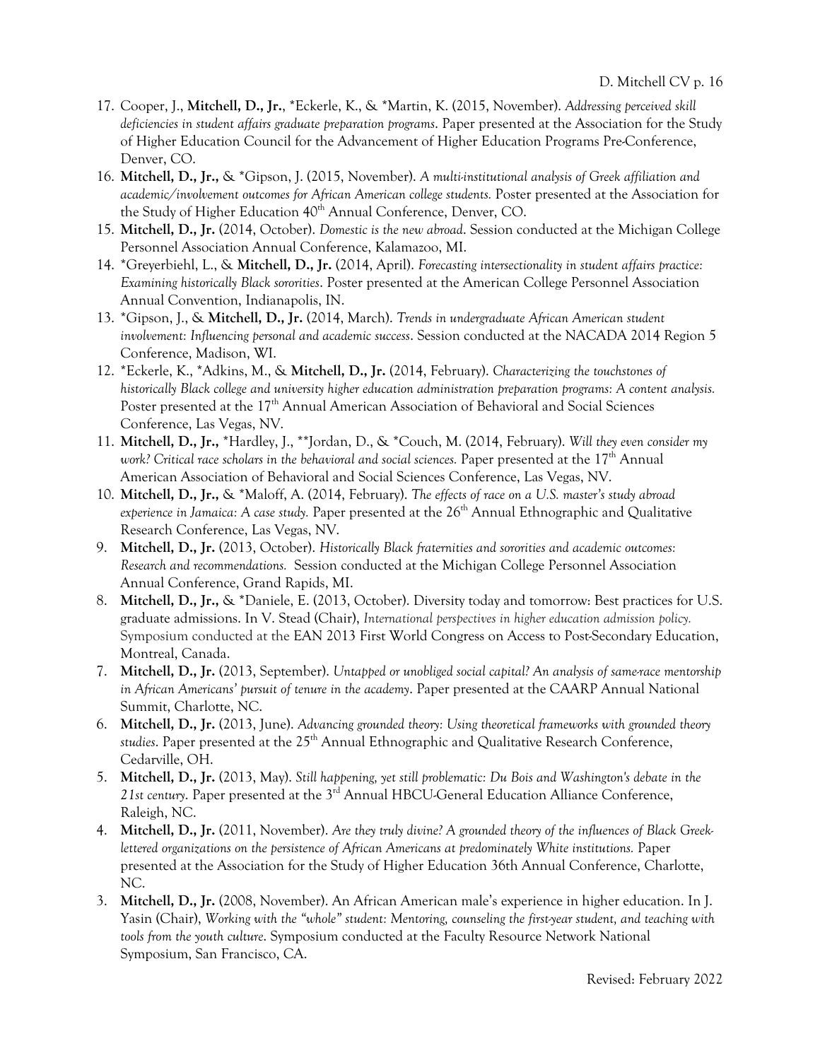17. Cooper, J., **Mitchell, D., Jr.**, *Eckerle, K., & *Martin, K. (2015, November). *Addressing perceived skill deficiencies in student affairs graduate preparation programs*. Paper presented at the Association for the Study of Higher Education Council for the Advancement of Higher Education Programs Pre-Conference, Denver, CO.
16. **Mitchell, D., Jr.,** & *Gipson, J. (2015, November). *A multi-institutional analysis of Greek affiliation and academic/involvement outcomes for African American college students.* Poster presented at the Association for the Study of Higher Education 40th Annual Conference, Denver, CO.
15. **Mitchell, D., Jr.** (2014, October). *Domestic is the new abroad*. Session conducted at the Michigan College Personnel Association Annual Conference, Kalamazoo, MI.
14. *Greyerbiehl, L., & **Mitchell, D., Jr.** (2014, April). *Forecasting intersectionality in student affairs practice: Examining historically Black sororities*. Poster presented at the American College Personnel Association Annual Convention, Indianapolis, IN.
13. *Gipson, J., & **Mitchell, D., Jr.** (2014, March). *Trends in undergraduate African American student involvement: Influencing personal and academic success*. Session conducted at the NACADA 2014 Region 5 Conference, Madison, WI.
12. *Eckerle, K., *Adkins, M., & **Mitchell, D., Jr.** (2014, February). *Characterizing the touchstones of historically Black college and university higher education administration preparation programs: A content analysis.* Poster presented at the 17th Annual American Association of Behavioral and Social Sciences Conference, Las Vegas, NV.
11. **Mitchell, D., Jr.,** *Hardley, J., **Jordan, D., & *Couch, M. (2014, February). *Will they even consider my work? Critical race scholars in the behavioral and social sciences.* Paper presented at the 17th Annual American Association of Behavioral and Social Sciences Conference, Las Vegas, NV.
10. **Mitchell, D., Jr.,** & *Maloff, A. (2014, February). *The effects of race on a U.S. master's study abroad experience in Jamaica: A case study.* Paper presented at the 26th Annual Ethnographic and Qualitative Research Conference, Las Vegas, NV.
9. **Mitchell, D., Jr.** (2013, October). *Historically Black fraternities and sororities and academic outcomes: Research and recommendations.* Session conducted at the Michigan College Personnel Association Annual Conference, Grand Rapids, MI.
8. **Mitchell, D., Jr.,** & *Daniele, E. (2013, October). Diversity today and tomorrow: Best practices for U.S. graduate admissions. In V. Stead (Chair), *International perspectives in higher education admission policy.* Symposium conducted at the EAN 2013 First World Congress on Access to Post-Secondary Education, Montreal, Canada.
7. **Mitchell, D., Jr.** (2013, September). *Untapped or unobliged social capital? An analysis of same-race mentorship in African Americans' pursuit of tenure in the academy*. Paper presented at the CAARP Annual National Summit, Charlotte, NC.
6. **Mitchell, D., Jr.** (2013, June). *Advancing grounded theory: Using theoretical frameworks with grounded theory studies*. Paper presented at the 25th Annual Ethnographic and Qualitative Research Conference, Cedarville, OH.
5. **Mitchell, D., Jr.** (2013, May). *Still happening, yet still problematic: Du Bois and Washington's debate in the 21st century*. Paper presented at the 3rd Annual HBCU-General Education Alliance Conference, Raleigh, NC.
4. **Mitchell, D., Jr.** (2011, November). *Are they truly divine? A grounded theory of the influences of Black Greek-lettered organizations on the persistence of African Americans at predominately White institutions.* Paper presented at the Association for the Study of Higher Education 36th Annual Conference, Charlotte, NC.
3. **Mitchell, D., Jr.** (2008, November). An African American male's experience in higher education. In J. Yasin (Chair), *Working with the "whole" student: Mentoring, counseling the first-year student, and teaching with tools from the youth culture*. Symposium conducted at the Faculty Resource Network National Symposium, San Francisco, CA.

Revised: February 2022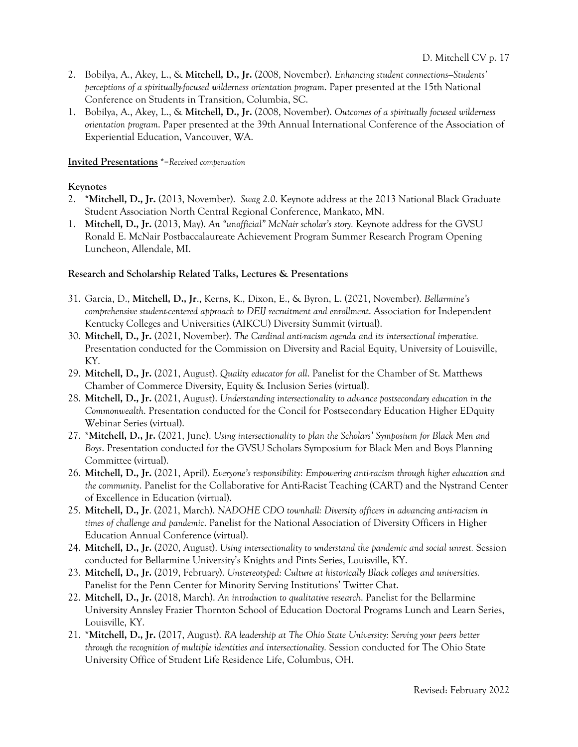2. Bobilya, A., Akey, L., & **Mitchell, D., Jr.** (2008, November). *Enhancing student connections—Students' perceptions of a spiritually-focused wilderness orientation program*. Paper presented at the 15th National Conference on Students in Transition, Columbia, SC.
1. Bobilya, A., Akey, L., & **Mitchell, D., Jr.** (2008, November). *Outcomes of a spiritually focused wilderness orientation program*. Paper presented at the 39th Annual International Conference of the Association of Experiential Education, Vancouver, WA.

**Invited Presentations** *\*=Received compensation*

**Keynotes**

2. \***Mitchell, D., Jr.** (2013, November). *Swag 2.0*. Keynote address at the 2013 National Black Graduate Student Association North Central Regional Conference, Mankato, MN.
1. **Mitchell, D., Jr.** (2013, May). *An "unofficial" McNair scholar's story.* Keynote address for the GVSU Ronald E. McNair Postbaccalaureate Achievement Program Summer Research Program Opening Luncheon, Allendale, MI.

**Research and Scholarship Related Talks, Lectures & Presentations**

31. Garcia, D., **Mitchell, D., Jr**., Kerns, K., Dixon, E., & Byron, L. (2021, November). *Bellarmine's comprehensive student-centered approach to DEIJ recruitment and enrollment*. Association for Independent Kentucky Colleges and Universities (AIKCU) Diversity Summit (virtual).
30. **Mitchell, D., Jr.** (2021, November). *The Cardinal anti-racism agenda and its intersectional imperative.* Presentation conducted for the Commission on Diversity and Racial Equity, University of Louisville, KY.
29. **Mitchell, D., Jr.** (2021, August). *Quality educator for all*. Panelist for the Chamber of St. Matthews Chamber of Commerce Diversity, Equity & Inclusion Series (virtual).
28. **Mitchell, D., Jr.** (2021, August). *Understanding intersectionality to advance postsecondary education in the Commonwealth*. Presentation conducted for the Concil for Postsecondary Education Higher EDquity Webinar Series (virtual).
27. \***Mitchell, D., Jr.** (2021, June). *Using intersectionality to plan the Scholars' Symposium for Black Men and Boys*. Presentation conducted for the GVSU Scholars Symposium for Black Men and Boys Planning Committee (virtual).
26. **Mitchell, D., Jr.** (2021, April). *Everyone's responsibility: Empowering anti-racism through higher education and the community*. Panelist for the Collaborative for Anti-Racist Teaching (CART) and the Nystrand Center of Excellence in Education (virtual).
25. **Mitchell, D., Jr**. (2021, March). *NADOHE CDO townhall: Diversity officers in advancing anti-racism in times of challenge and pandemic*. Panelist for the National Association of Diversity Officers in Higher Education Annual Conference (virtual).
24. **Mitchell, D., Jr.** (2020, August). *Using intersectionality to understand the pandemic and social unrest.* Session conducted for Bellarmine University's Knights and Pints Series, Louisville, KY.
23. **Mitchell, D., Jr.** (2019, February). *Unstereotyped: Culture at historically Black colleges and universities.* Panelist for the Penn Center for Minority Serving Institutions' Twitter Chat.
22. **Mitchell, D., Jr.** (2018, March). *An introduction to qualitative research*. Panelist for the Bellarmine University Annsley Frazier Thornton School of Education Doctoral Programs Lunch and Learn Series, Louisville, KY.
21. \***Mitchell, D., Jr.** (2017, August). *RA leadership at The Ohio State University: Serving your peers better through the recognition of multiple identities and intersectionality.* Session conducted for The Ohio State University Office of Student Life Residence Life, Columbus, OH.

Revised: February 2022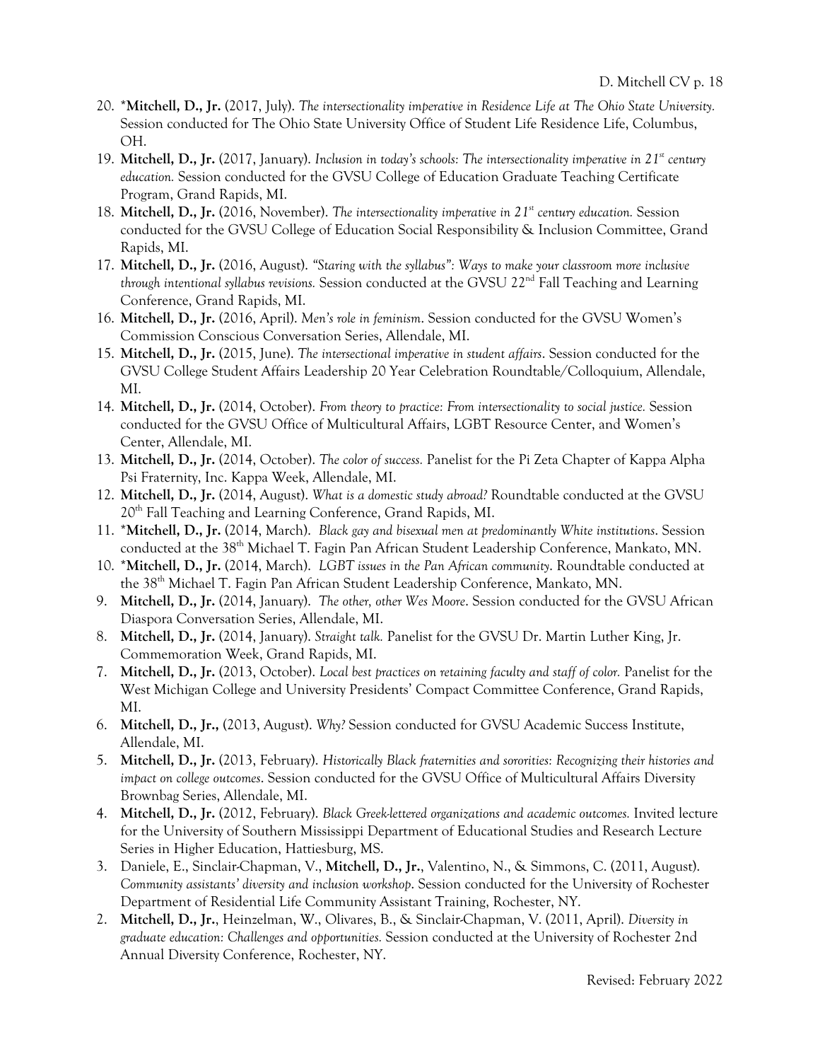20. *__Mitchell, D., Jr.__ (2017, July). *The intersectionality imperative in Residence Life at The Ohio State University.* Session conducted for The Ohio State University Office of Student Life Residence Life, Columbus, OH.
19. **Mitchell, D., Jr.** (2017, January). *Inclusion in today's schools: The intersectionality imperative in 21st century education.* Session conducted for the GVSU College of Education Graduate Teaching Certificate Program, Grand Rapids, MI.
18. **Mitchell, D., Jr.** (2016, November). *The intersectionality imperative in 21st century education.* Session conducted for the GVSU College of Education Social Responsibility & Inclusion Committee, Grand Rapids, MI.
17. **Mitchell, D., Jr.** (2016, August). *"Staring with the syllabus": Ways to make your classroom more inclusive through intentional syllabus revisions.* Session conducted at the GVSU 22nd Fall Teaching and Learning Conference, Grand Rapids, MI.
16. **Mitchell, D., Jr.** (2016, April). *Men's role in feminism*. Session conducted for the GVSU Women's Commission Conscious Conversation Series, Allendale, MI.
15. **Mitchell, D., Jr.** (2015, June). *The intersectional imperative in student affairs*. Session conducted for the GVSU College Student Affairs Leadership 20 Year Celebration Roundtable/Colloquium, Allendale, MI.
14. **Mitchell, D., Jr.** (2014, October). *From theory to practice: From intersectionality to social justice.* Session conducted for the GVSU Office of Multicultural Affairs, LGBT Resource Center, and Women's Center, Allendale, MI.
13. **Mitchell, D., Jr.** (2014, October). *The color of success.* Panelist for the Pi Zeta Chapter of Kappa Alpha Psi Fraternity, Inc. Kappa Week, Allendale, MI.
12. **Mitchell, D., Jr.** (2014, August). *What is a domestic study abroad?* Roundtable conducted at the GVSU 20th Fall Teaching and Learning Conference, Grand Rapids, MI.
11. *__Mitchell, D., Jr.__ (2014, March). *Black gay and bisexual men at predominantly White institutions*. Session conducted at the 38th Michael T. Fagin Pan African Student Leadership Conference, Mankato, MN.
10. *__Mitchell, D., Jr.__ (2014, March). *LGBT issues in the Pan African community*. Roundtable conducted at the 38th Michael T. Fagin Pan African Student Leadership Conference, Mankato, MN.
9. **Mitchell, D., Jr.** (2014, January). *The other, other Wes Moore*. Session conducted for the GVSU African Diaspora Conversation Series, Allendale, MI.
8. **Mitchell, D., Jr.** (2014, January). *Straight talk.* Panelist for the GVSU Dr. Martin Luther King, Jr. Commemoration Week, Grand Rapids, MI.
7. **Mitchell, D., Jr.** (2013, October). *Local best practices on retaining faculty and staff of color.* Panelist for the West Michigan College and University Presidents' Compact Committee Conference, Grand Rapids, MI.
6. **Mitchell, D., Jr.,** (2013, August). *Why?* Session conducted for GVSU Academic Success Institute, Allendale, MI.
5. **Mitchell, D., Jr.** (2013, February). *Historically Black fraternities and sororities: Recognizing their histories and impact on college outcomes*. Session conducted for the GVSU Office of Multicultural Affairs Diversity Brownbag Series, Allendale, MI.
4. **Mitchell, D., Jr.** (2012, February). *Black Greek-lettered organizations and academic outcomes.* Invited lecture for the University of Southern Mississippi Department of Educational Studies and Research Lecture Series in Higher Education, Hattiesburg, MS.
3. Daniele, E., Sinclair-Chapman, V., **Mitchell, D., Jr.**, Valentino, N., & Simmons, C. (2011, August). *Community assistants' diversity and inclusion workshop*. Session conducted for the University of Rochester Department of Residential Life Community Assistant Training, Rochester, NY.
2. **Mitchell, D., Jr.**, Heinzelman, W., Olivares, B., & Sinclair-Chapman, V. (2011, April). *Diversity in graduate education: Challenges and opportunities.* Session conducted at the University of Rochester 2nd Annual Diversity Conference, Rochester, NY.

Revised: February 2022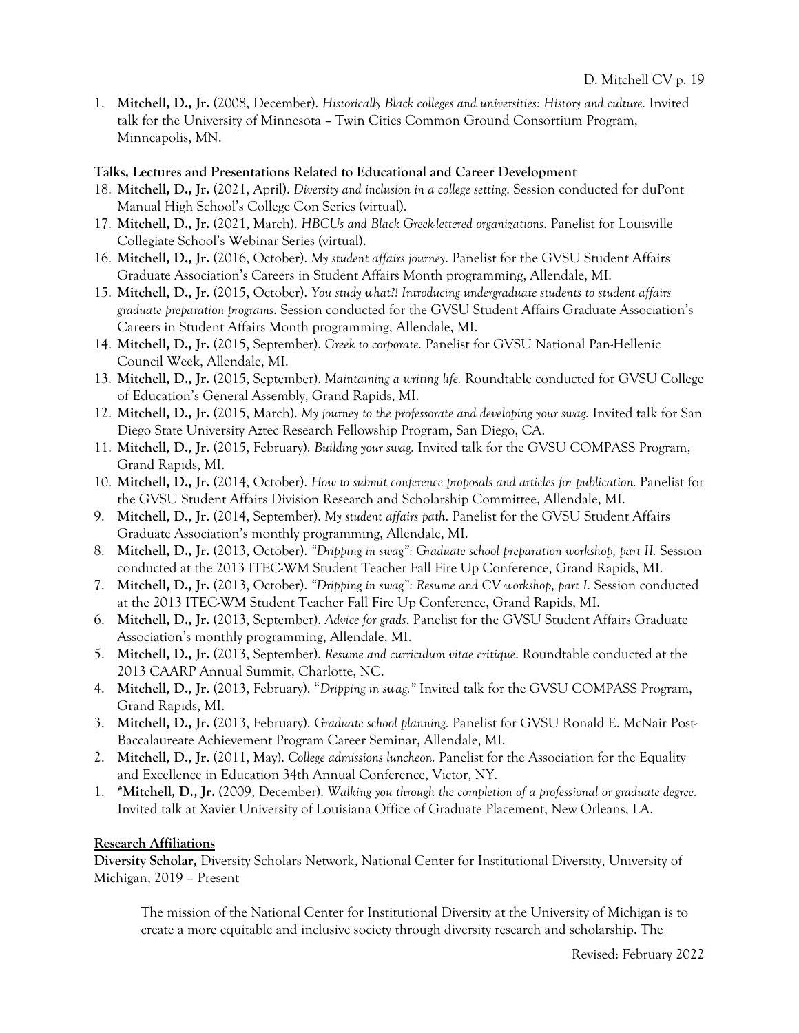1. **Mitchell, D., Jr.** (2008, December). *Historically Black colleges and universities: History and culture.* Invited talk for the University of Minnesota – Twin Cities Common Ground Consortium Program, Minneapolis, MN.

**Talks, Lectures and Presentations Related to Educational and Career Development**

18. **Mitchell, D., Jr.** (2021, April). *Diversity and inclusion in a college setting*. Session conducted for duPont Manual High School's College Con Series (virtual).
17. **Mitchell, D., Jr.** (2021, March). *HBCUs and Black Greek-lettered organizations*. Panelist for Louisville Collegiate School's Webinar Series (virtual).
16. **Mitchell, D., Jr.** (2016, October). *My student affairs journey*. Panelist for the GVSU Student Affairs Graduate Association's Careers in Student Affairs Month programming, Allendale, MI.
15. **Mitchell, D., Jr.** (2015, October). *You study what?! Introducing undergraduate students to student affairs graduate preparation programs*. Session conducted for the GVSU Student Affairs Graduate Association's Careers in Student Affairs Month programming, Allendale, MI.
14. **Mitchell, D., Jr.** (2015, September). *Greek to corporate.* Panelist for GVSU National Pan-Hellenic Council Week, Allendale, MI.
13. **Mitchell, D., Jr.** (2015, September). *Maintaining a writing life.* Roundtable conducted for GVSU College of Education's General Assembly, Grand Rapids, MI.
12. **Mitchell, D., Jr.** (2015, March). *My journey to the professorate and developing your swag.* Invited talk for San Diego State University Aztec Research Fellowship Program, San Diego, CA.
11. **Mitchell, D., Jr.** (2015, February). *Building your swag.* Invited talk for the GVSU COMPASS Program, Grand Rapids, MI.
10. **Mitchell, D., Jr.** (2014, October). *How to submit conference proposals and articles for publication.* Panelist for the GVSU Student Affairs Division Research and Scholarship Committee, Allendale, MI.
9. **Mitchell, D., Jr.** (2014, September). *My student affairs path*. Panelist for the GVSU Student Affairs Graduate Association's monthly programming, Allendale, MI.
8. **Mitchell, D., Jr.** (2013, October). *"Dripping in swag": Graduate school preparation workshop, part II.* Session conducted at the 2013 ITEC-WM Student Teacher Fall Fire Up Conference, Grand Rapids, MI.
7. **Mitchell, D., Jr.** (2013, October). *"Dripping in swag": Resume and CV workshop, part I.* Session conducted at the 2013 ITEC-WM Student Teacher Fall Fire Up Conference, Grand Rapids, MI.
6. **Mitchell, D., Jr.** (2013, September). *Advice for grads*. Panelist for the GVSU Student Affairs Graduate Association's monthly programming, Allendale, MI.
5. **Mitchell, D., Jr.** (2013, September). *Resume and curriculum vitae critique*. Roundtable conducted at the 2013 CAARP Annual Summit, Charlotte, NC.
4. **Mitchell, D., Jr.** (2013, February). "*Dripping in swag."* Invited talk for the GVSU COMPASS Program, Grand Rapids, MI.
3. **Mitchell, D., Jr.** (2013, February). *Graduate school planning.* Panelist for GVSU Ronald E. McNair Post-Baccalaureate Achievement Program Career Seminar, Allendale, MI.
2. **Mitchell, D., Jr.** (2011, May). *College admissions luncheon.* Panelist for the Association for the Equality and Excellence in Education 34th Annual Conference, Victor, NY.
1. ***Mitchell, D., Jr.** (2009, December). *Walking you through the completion of a professional or graduate degree.* Invited talk at Xavier University of Louisiana Office of Graduate Placement, New Orleans, LA.

**Research Affiliations**

**Diversity Scholar,** Diversity Scholars Network, National Center for Institutional Diversity, University of Michigan, 2019 – Present

> The mission of the National Center for Institutional Diversity at the University of Michigan is to create a more equitable and inclusive society through diversity research and scholarship. The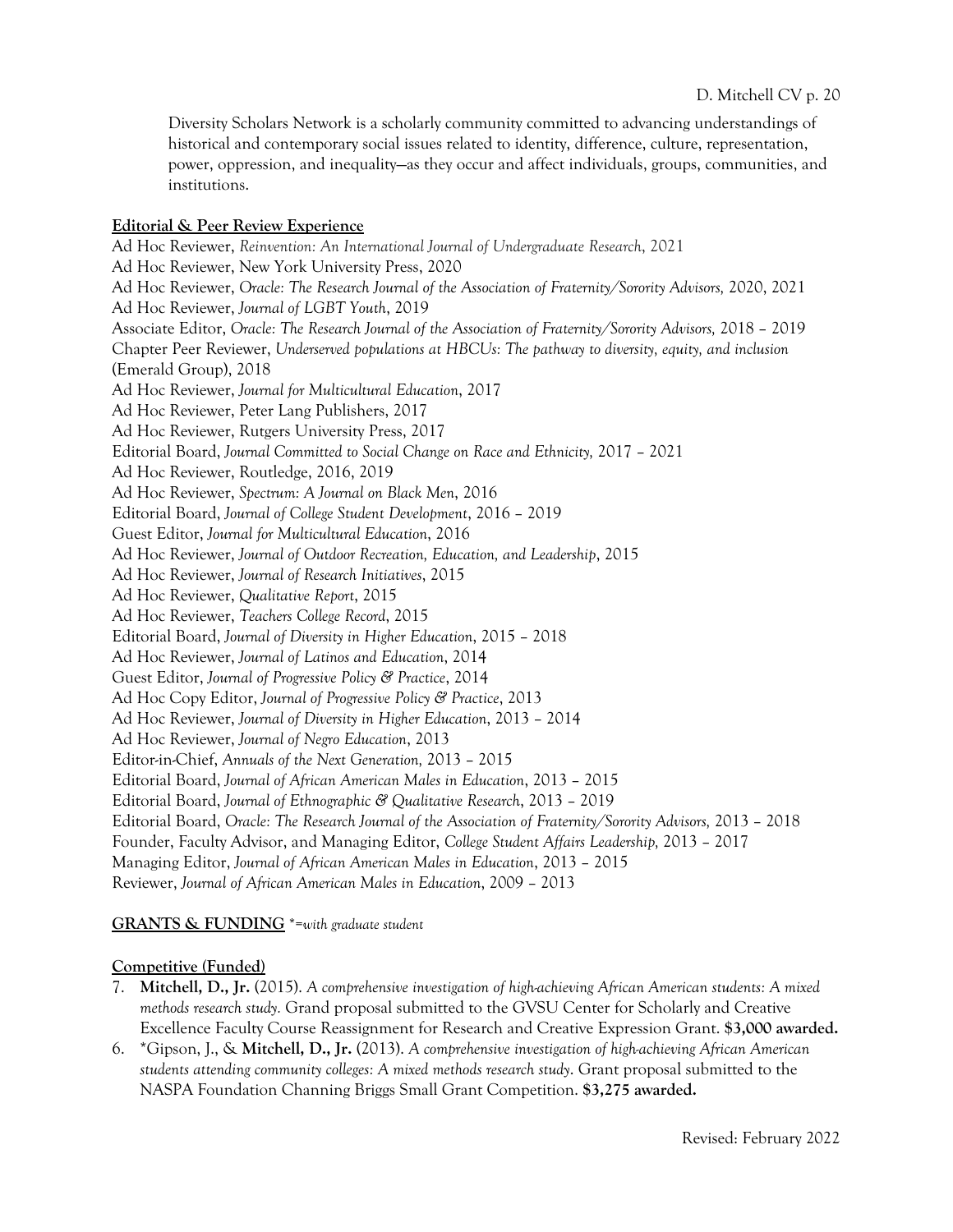Diversity Scholars Network is a scholarly community committed to advancing understandings of historical and contemporary social issues related to identity, difference, culture, representation, power, oppression, and inequality—as they occur and affect individuals, groups, communities, and institutions.

**Editorial & Peer Review Experience**

Ad Hoc Reviewer, *Reinvention: An International Journal of Undergraduate Research*, 2021
Ad Hoc Reviewer, New York University Press, 2020
Ad Hoc Reviewer, *Oracle: The Research Journal of the Association of Fraternity/Sorority Advisors,* 2020, 2021
Ad Hoc Reviewer, *Journal of LGBT Youth*, 2019
Associate Editor, *Oracle: The Research Journal of the Association of Fraternity/Sorority Advisors,* 2018 – 2019
Chapter Peer Reviewer, *Underserved populations at HBCUs: The pathway to diversity, equity, and inclusion* (Emerald Group), 2018
Ad Hoc Reviewer, *Journal for Multicultural Education*, 2017
Ad Hoc Reviewer, Peter Lang Publishers, 2017
Ad Hoc Reviewer, Rutgers University Press, 2017
Editorial Board, *Journal Committed to Social Change on Race and Ethnicity,* 2017 – 2021
Ad Hoc Reviewer, Routledge, 2016, 2019
Ad Hoc Reviewer, *Spectrum: A Journal on Black Men*, 2016
Editorial Board, *Journal of College Student Development*, 2016 – 2019
Guest Editor, *Journal for Multicultural Education*, 2016
Ad Hoc Reviewer, *Journal of Outdoor Recreation, Education, and Leadership*, 2015
Ad Hoc Reviewer, *Journal of Research Initiatives*, 2015
Ad Hoc Reviewer, *Qualitative Report*, 2015
Ad Hoc Reviewer, *Teachers College Record*, 2015
Editorial Board, *Journal of Diversity in Higher Education*, 2015 – 2018
Ad Hoc Reviewer, *Journal of Latinos and Education*, 2014
Guest Editor, *Journal of Progressive Policy & Practice*, 2014
Ad Hoc Copy Editor, *Journal of Progressive Policy & Practice*, 2013
Ad Hoc Reviewer, *Journal of Diversity in Higher Education*, 2013 – 2014
Ad Hoc Reviewer, *Journal of Negro Education*, 2013
Editor-in-Chief, *Annuals of the Next Generation,* 2013 – 2015
Editorial Board, *Journal of African American Males in Education*, 2013 – 2015
Editorial Board, *Journal of Ethnographic & Qualitative Research*, 2013 – 2019
Editorial Board, *Oracle: The Research Journal of the Association of Fraternity/Sorority Advisors,* 2013 – 2018
Founder, Faculty Advisor, and Managing Editor, *College Student Affairs Leadership,* 2013 – 2017
Managing Editor, *Journal of African American Males in Education*, 2013 – 2015
Reviewer, *Journal of African American Males in Education*, 2009 – 2013

## GRANTS & FUNDING *\*=with graduate student*

**Competitive (Funded)**

7. **Mitchell, D., Jr.** (2015). *A comprehensive investigation of high-achieving African American students: A mixed methods research study.* Grand proposal submitted to the GVSU Center for Scholarly and Creative Excellence Faculty Course Reassignment for Research and Creative Expression Grant. **$3,000 awarded.**
6. *Gipson, J., & **Mitchell, D., Jr.** (2013). *A comprehensive investigation of high-achieving African American students attending community colleges: A mixed methods research study*. Grant proposal submitted to the NASPA Foundation Channing Briggs Small Grant Competition. **$3,275 awarded.**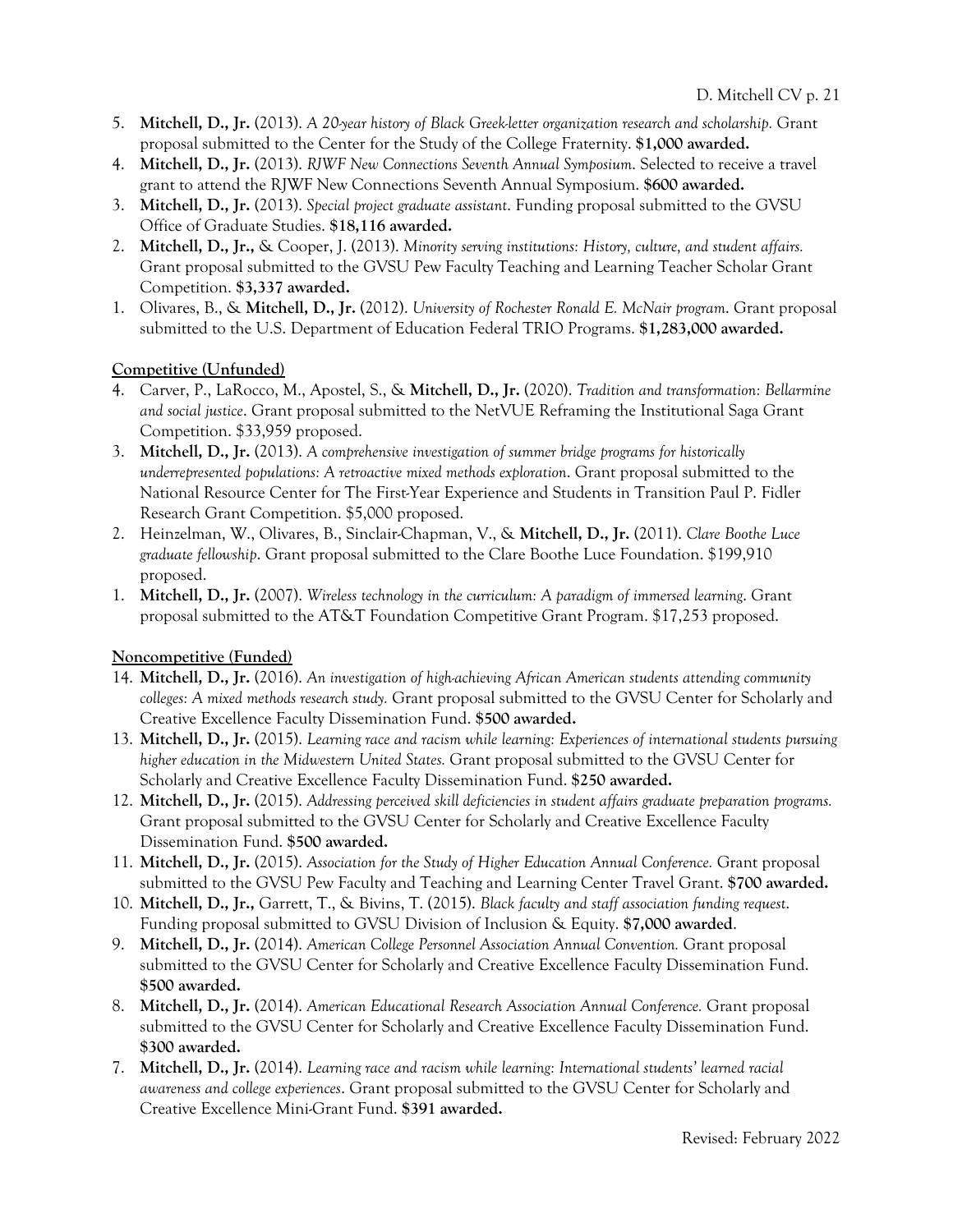5. **Mitchell, D., Jr.** (2013). *A 20-year history of Black Greek-letter organization research and scholarship*. Grant proposal submitted to the Center for the Study of the College Fraternity. **$1,000 awarded.**
4. **Mitchell, D., Jr.** (2013). *RJWF New Connections Seventh Annual Symposium*. Selected to receive a travel grant to attend the RJWF New Connections Seventh Annual Symposium. **$600 awarded.**
3. **Mitchell, D., Jr.** (2013). *Special project graduate assistant*. Funding proposal submitted to the GVSU Office of Graduate Studies. **$18,116 awarded.**
2. **Mitchell, D., Jr.,** & Cooper, J. (2013). *Minority serving institutions: History, culture, and student affairs.* Grant proposal submitted to the GVSU Pew Faculty Teaching and Learning Teacher Scholar Grant Competition. **$3,337 awarded.**
1. Olivares, B., & **Mitchell, D., Jr.** (2012). *University of Rochester Ronald E. McNair program*. Grant proposal submitted to the U.S. Department of Education Federal TRIO Programs. **$1,283,000 awarded.**

**Competitive (Unfunded)**

4. Carver, P., LaRocco, M., Apostel, S., & **Mitchell, D., Jr.** (2020). *Tradition and transformation: Bellarmine and social justice*. Grant proposal submitted to the NetVUE Reframing the Institutional Saga Grant Competition. $33,959 proposed.
3. **Mitchell, D., Jr.** (2013). *A comprehensive investigation of summer bridge programs for historically underrepresented populations: A retroactive mixed methods exploration*. Grant proposal submitted to the National Resource Center for The First-Year Experience and Students in Transition Paul P. Fidler Research Grant Competition. $5,000 proposed.
2. Heinzelman, W., Olivares, B., Sinclair-Chapman, V., & **Mitchell, D., Jr.** (2011). *Clare Boothe Luce graduate fellowship*. Grant proposal submitted to the Clare Boothe Luce Foundation. $199,910 proposed.
1. **Mitchell, D., Jr.** (2007). *Wireless technology in the curriculum: A paradigm of immersed learning*. Grant proposal submitted to the AT&T Foundation Competitive Grant Program. $17,253 proposed.

**Noncompetitive (Funded)**

14. **Mitchell, D., Jr.** (2016). *An investigation of high-achieving African American students attending community colleges: A mixed methods research study.* Grant proposal submitted to the GVSU Center for Scholarly and Creative Excellence Faculty Dissemination Fund. **$500 awarded.**
13. **Mitchell, D., Jr.** (2015). *Learning race and racism while learning: Experiences of international students pursuing higher education in the Midwestern United States.* Grant proposal submitted to the GVSU Center for Scholarly and Creative Excellence Faculty Dissemination Fund. **$250 awarded.**
12. **Mitchell, D., Jr.** (2015). *Addressing perceived skill deficiencies in student affairs graduate preparation programs.* Grant proposal submitted to the GVSU Center for Scholarly and Creative Excellence Faculty Dissemination Fund. **$500 awarded.**
11. **Mitchell, D., Jr.** (2015). *Association for the Study of Higher Education Annual Conference.* Grant proposal submitted to the GVSU Pew Faculty and Teaching and Learning Center Travel Grant. **$700 awarded.**
10. **Mitchell, D., Jr.,** Garrett, T., & Bivins, T. (2015). *Black faculty and staff association funding request*. Funding proposal submitted to GVSU Division of Inclusion & Equity. **$7,000 awarded**.
9. **Mitchell, D., Jr.** (2014). *American College Personnel Association Annual Convention.* Grant proposal submitted to the GVSU Center for Scholarly and Creative Excellence Faculty Dissemination Fund. **$500 awarded.**
8. **Mitchell, D., Jr.** (2014). *American Educational Research Association Annual Conference.* Grant proposal submitted to the GVSU Center for Scholarly and Creative Excellence Faculty Dissemination Fund. **$300 awarded.**
7. **Mitchell, D., Jr.** (2014). *Learning race and racism while learning: International students' learned racial awareness and college experiences*. Grant proposal submitted to the GVSU Center for Scholarly and Creative Excellence Mini-Grant Fund. **$391 awarded.**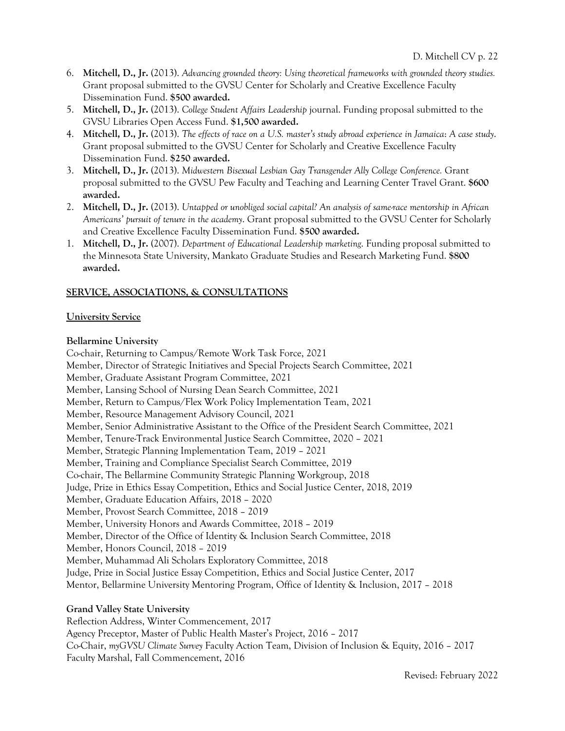6. **Mitchell, D., Jr.** (2013). *Advancing grounded theory: Using theoretical frameworks with grounded theory studies.* Grant proposal submitted to the GVSU Center for Scholarly and Creative Excellence Faculty Dissemination Fund. **$500 awarded.**
5. **Mitchell, D., Jr.** (2013). *College Student Affairs Leadership* journal. Funding proposal submitted to the GVSU Libraries Open Access Fund. **$1,500 awarded.**
4. **Mitchell, D., Jr.** (2013). *The effects of race on a U.S. master's study abroad experience in Jamaica: A case study*. Grant proposal submitted to the GVSU Center for Scholarly and Creative Excellence Faculty Dissemination Fund. **$250 awarded.**
3. **Mitchell, D., Jr.** (2013). *Midwestern Bisexual Lesbian Gay Transgender Ally College Conference.* Grant proposal submitted to the GVSU Pew Faculty and Teaching and Learning Center Travel Grant. **$600 awarded.**
2. **Mitchell, D., Jr.** (2013). *Untapped or unobliged social capital? An analysis of same-race mentorship in African Americans' pursuit of tenure in the academy*. Grant proposal submitted to the GVSU Center for Scholarly and Creative Excellence Faculty Dissemination Fund. **$500 awarded.**
1. **Mitchell, D., Jr.** (2007). *Department of Educational Leadership marketing*. Funding proposal submitted to the Minnesota State University, Mankato Graduate Studies and Research Marketing Fund. **$800 awarded.**

## SERVICE, ASSOCIATIONS, & CONSULTATIONS

### University Service

**Bellarmine University**

Co-chair, Returning to Campus/Remote Work Task Force, 2021
Member, Director of Strategic Initiatives and Special Projects Search Committee, 2021
Member, Graduate Assistant Program Committee, 2021
Member, Lansing School of Nursing Dean Search Committee, 2021
Member, Return to Campus/Flex Work Policy Implementation Team, 2021
Member, Resource Management Advisory Council, 2021
Member, Senior Administrative Assistant to the Office of the President Search Committee, 2021
Member, Tenure-Track Environmental Justice Search Committee, 2020 – 2021
Member, Strategic Planning Implementation Team, 2019 – 2021
Member, Training and Compliance Specialist Search Committee, 2019
Co-chair, The Bellarmine Community Strategic Planning Workgroup, 2018
Judge, Prize in Ethics Essay Competition, Ethics and Social Justice Center, 2018, 2019
Member, Graduate Education Affairs, 2018 – 2020
Member, Provost Search Committee, 2018 – 2019
Member, University Honors and Awards Committee, 2018 – 2019
Member, Director of the Office of Identity & Inclusion Search Committee, 2018
Member, Honors Council, 2018 – 2019
Member, Muhammad Ali Scholars Exploratory Committee, 2018
Judge, Prize in Social Justice Essay Competition, Ethics and Social Justice Center, 2017
Mentor, Bellarmine University Mentoring Program, Office of Identity & Inclusion, 2017 – 2018

**Grand Valley State University**

Reflection Address, Winter Commencement, 2017
Agency Preceptor, Master of Public Health Master's Project, 2016 – 2017
Co-Chair, *myGVSU Climate Survey* Faculty Action Team, Division of Inclusion & Equity, 2016 – 2017
Faculty Marshal, Fall Commencement, 2016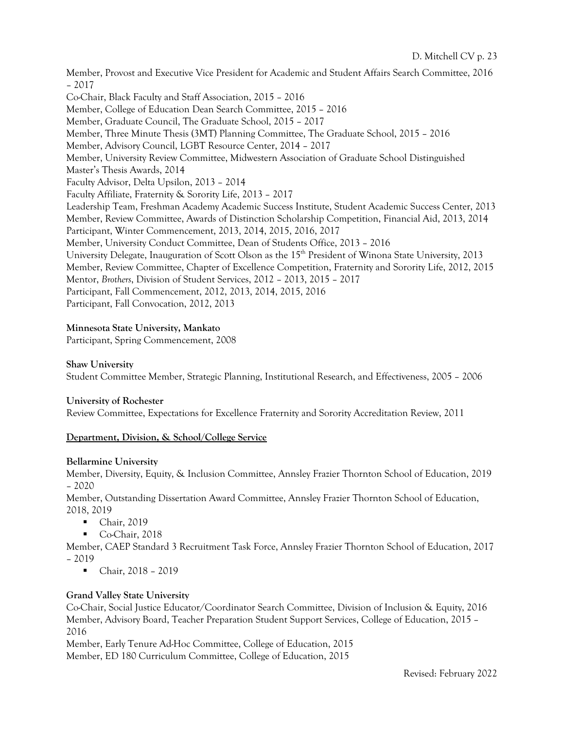Member, Provost and Executive Vice President for Academic and Student Affairs Search Committee, 2016 – 2017
Co-Chair, Black Faculty and Staff Association, 2015 – 2016
Member, College of Education Dean Search Committee, 2015 – 2016
Member, Graduate Council, The Graduate School, 2015 – 2017
Member, Three Minute Thesis (3MT) Planning Committee, The Graduate School, 2015 – 2016
Member, Advisory Council, LGBT Resource Center, 2014 – 2017
Member, University Review Committee, Midwestern Association of Graduate School Distinguished Master's Thesis Awards, 2014
Faculty Advisor, Delta Upsilon, 2013 – 2014
Faculty Affiliate, Fraternity & Sorority Life, 2013 – 2017
Leadership Team, Freshman Academy Academic Success Institute, Student Academic Success Center, 2013
Member, Review Committee, Awards of Distinction Scholarship Competition, Financial Aid, 2013, 2014
Participant, Winter Commencement, 2013, 2014, 2015, 2016, 2017
Member, University Conduct Committee, Dean of Students Office, 2013 – 2016
University Delegate, Inauguration of Scott Olson as the 15th President of Winona State University, 2013
Member, Review Committee, Chapter of Excellence Competition, Fraternity and Sorority Life, 2012, 2015
Mentor, *Brothers*, Division of Student Services, 2012 – 2013, 2015 – 2017
Participant, Fall Commencement, 2012, 2013, 2014, 2015, 2016
Participant, Fall Convocation, 2012, 2013

**Minnesota State University, Mankato**
Participant, Spring Commencement, 2008

**Shaw University**
Student Committee Member, Strategic Planning, Institutional Research, and Effectiveness, 2005 – 2006

**University of Rochester**
Review Committee, Expectations for Excellence Fraternity and Sorority Accreditation Review, 2011

**Department, Division, & School/College Service**

**Bellarmine University**
Member, Diversity, Equity, & Inclusion Committee, Annsley Frazier Thornton School of Education, 2019 – 2020
Member, Outstanding Dissertation Award Committee, Annsley Frazier Thornton School of Education, 2018, 2019

- Chair, 2019
- Co-Chair, 2018

Member, CAEP Standard 3 Recruitment Task Force, Annsley Frazier Thornton School of Education, 2017 – 2019

- Chair, 2018 – 2019

**Grand Valley State University**
Co-Chair, Social Justice Educator/Coordinator Search Committee, Division of Inclusion & Equity, 2016
Member, Advisory Board, Teacher Preparation Student Support Services, College of Education, 2015 – 2016
Member, Early Tenure Ad-Hoc Committee, College of Education, 2015
Member, ED 180 Curriculum Committee, College of Education, 2015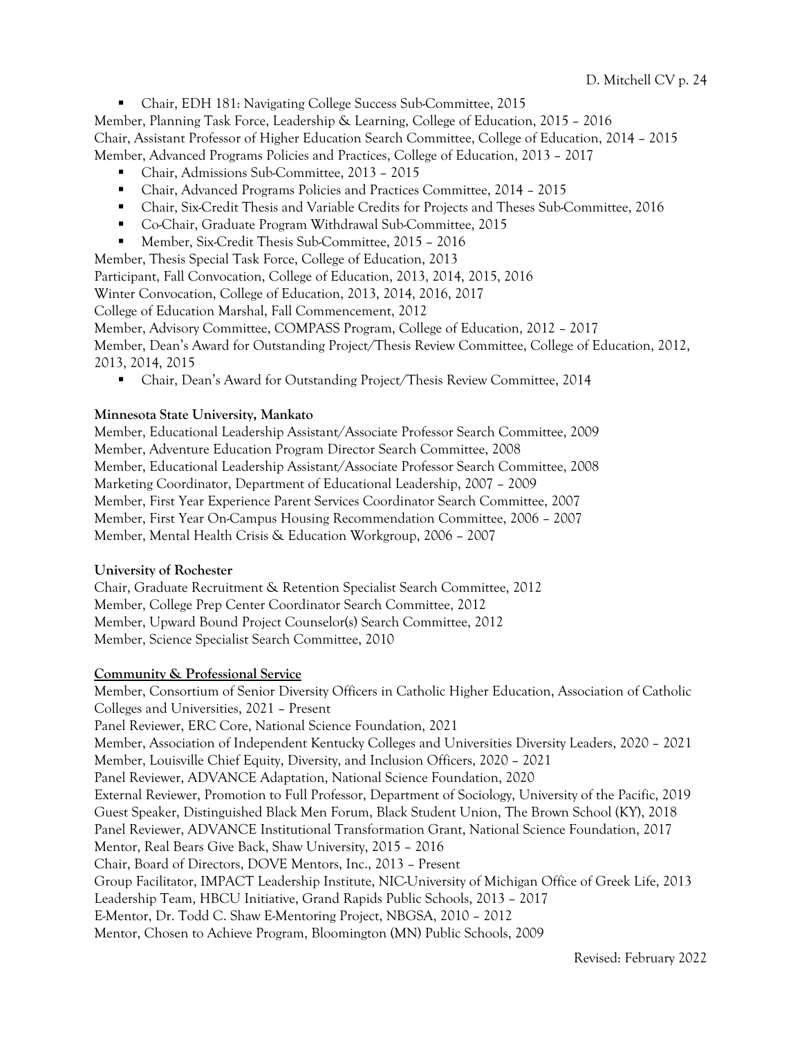- Chair, EDH 181: Navigating College Success Sub-Committee, 2015

Member, Planning Task Force, Leadership & Learning, College of Education, 2015 – 2016
Chair, Assistant Professor of Higher Education Search Committee, College of Education, 2014 – 2015
Member, Advanced Programs Policies and Practices, College of Education, 2013 – 2017

- Chair, Admissions Sub-Committee, 2013 – 2015
- Chair, Advanced Programs Policies and Practices Committee, 2014 – 2015
- Chair, Six-Credit Thesis and Variable Credits for Projects and Theses Sub-Committee, 2016
- Co-Chair, Graduate Program Withdrawal Sub-Committee, 2015
- Member, Six-Credit Thesis Sub-Committee, 2015 – 2016

Member, Thesis Special Task Force, College of Education, 2013
Participant, Fall Convocation, College of Education, 2013, 2014, 2015, 2016
Winter Convocation, College of Education, 2013, 2014, 2016, 2017
College of Education Marshal, Fall Commencement, 2012
Member, Advisory Committee, COMPASS Program, College of Education, 2012 – 2017
Member, Dean's Award for Outstanding Project/Thesis Review Committee, College of Education, 2012, 2013, 2014, 2015

- Chair, Dean's Award for Outstanding Project/Thesis Review Committee, 2014

**Minnesota State University, Mankato**

Member, Educational Leadership Assistant/Associate Professor Search Committee, 2009
Member, Adventure Education Program Director Search Committee, 2008
Member, Educational Leadership Assistant/Associate Professor Search Committee, 2008
Marketing Coordinator, Department of Educational Leadership, 2007 – 2009
Member, First Year Experience Parent Services Coordinator Search Committee, 2007
Member, First Year On-Campus Housing Recommendation Committee, 2006 – 2007
Member, Mental Health Crisis & Education Workgroup, 2006 – 2007

**University of Rochester**

Chair, Graduate Recruitment & Retention Specialist Search Committee, 2012
Member, College Prep Center Coordinator Search Committee, 2012
Member, Upward Bound Project Counselor(s) Search Committee, 2012
Member, Science Specialist Search Committee, 2010

**<u>Community & Professional Service</u>**

Member, Consortium of Senior Diversity Officers in Catholic Higher Education, Association of Catholic Colleges and Universities, 2021 – Present
Panel Reviewer, ERC Core, National Science Foundation, 2021
Member, Association of Independent Kentucky Colleges and Universities Diversity Leaders, 2020 – 2021
Member, Louisville Chief Equity, Diversity, and Inclusion Officers, 2020 – 2021
Panel Reviewer, ADVANCE Adaptation, National Science Foundation, 2020
External Reviewer, Promotion to Full Professor, Department of Sociology, University of the Pacific, 2019
Guest Speaker, Distinguished Black Men Forum, Black Student Union, The Brown School (KY), 2018
Panel Reviewer, ADVANCE Institutional Transformation Grant, National Science Foundation, 2017
Mentor, Real Bears Give Back, Shaw University, 2015 – 2016
Chair, Board of Directors, DOVE Mentors, Inc., 2013 – Present
Group Facilitator, IMPACT Leadership Institute, NIC-University of Michigan Office of Greek Life, 2013
Leadership Team, HBCU Initiative, Grand Rapids Public Schools, 2013 – 2017
E-Mentor, Dr. Todd C. Shaw E-Mentoring Project, NBGSA, 2010 – 2012
Mentor, Chosen to Achieve Program, Bloomington (MN) Public Schools, 2009

Revised: February 2022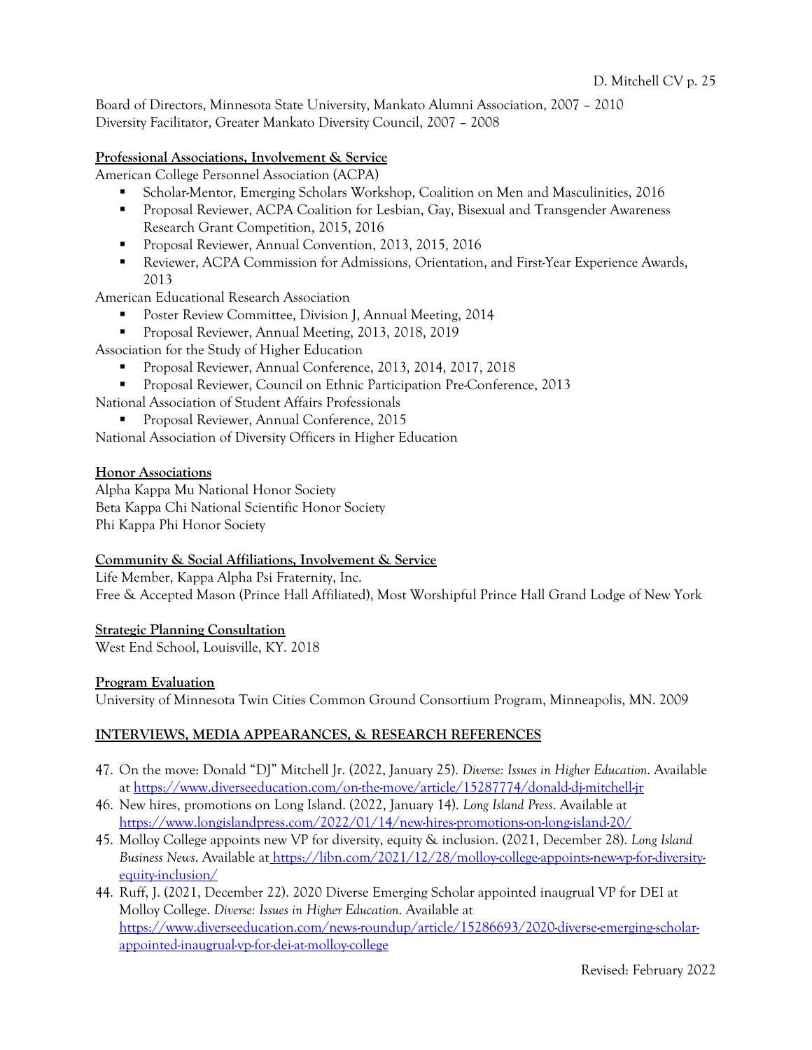Board of Directors, Minnesota State University, Mankato Alumni Association, 2007 – 2010
Diversity Facilitator, Greater Mankato Diversity Council, 2007 – 2008

**Professional Associations, Involvement & Service**

American College Personnel Association (ACPA)

- Scholar-Mentor, Emerging Scholars Workshop, Coalition on Men and Masculinities, 2016
- Proposal Reviewer, ACPA Coalition for Lesbian, Gay, Bisexual and Transgender Awareness Research Grant Competition, 2015, 2016
- Proposal Reviewer, Annual Convention, 2013, 2015, 2016
- Reviewer, ACPA Commission for Admissions, Orientation, and First-Year Experience Awards, 2013

American Educational Research Association

- Poster Review Committee, Division J, Annual Meeting, 2014
- Proposal Reviewer, Annual Meeting, 2013, 2018, 2019

Association for the Study of Higher Education

- Proposal Reviewer, Annual Conference, 2013, 2014, 2017, 2018
- Proposal Reviewer, Council on Ethnic Participation Pre-Conference, 2013

National Association of Student Affairs Professionals

- Proposal Reviewer, Annual Conference, 2015

National Association of Diversity Officers in Higher Education

**Honor Associations**

Alpha Kappa Mu National Honor Society
Beta Kappa Chi National Scientific Honor Society
Phi Kappa Phi Honor Society

**Community & Social Affiliations, Involvement & Service**

Life Member, Kappa Alpha Psi Fraternity, Inc.
Free & Accepted Mason (Prince Hall Affiliated), Most Worshipful Prince Hall Grand Lodge of New York

**Strategic Planning Consultation**

West End School, Louisville, KY. 2018

**Program Evaluation**

University of Minnesota Twin Cities Common Ground Consortium Program, Minneapolis, MN. 2009

## INTERVIEWS, MEDIA APPEARANCES, & RESEARCH REFERENCES

47. On the move: Donald "DJ" Mitchell Jr. (2022, January 25). *Diverse: Issues in Higher Education*. Available at https://www.diverseeducation.com/on-the-move/article/15287774/donald-dj-mitchell-jr
46. New hires, promotions on Long Island. (2022, January 14). *Long Island Press*. Available at https://www.longislandpress.com/2022/01/14/new-hires-promotions-on-long-island-20/
45. Molloy College appoints new VP for diversity, equity & inclusion. (2021, December 28). *Long Island Business News*. Available at https://libn.com/2021/12/28/molloy-college-appoints-new-vp-for-diversity-equity-inclusion/
44. Ruff, J. (2021, December 22). 2020 Diverse Emerging Scholar appointed inaugural VP for DEI at Molloy College. *Diverse: Issues in Higher Education*. Available at https://www.diverseeducation.com/news-roundup/article/15286693/2020-diverse-emerging-scholar-appointed-inaugural-vp-for-dei-at-molloy-college

Revised: February 2022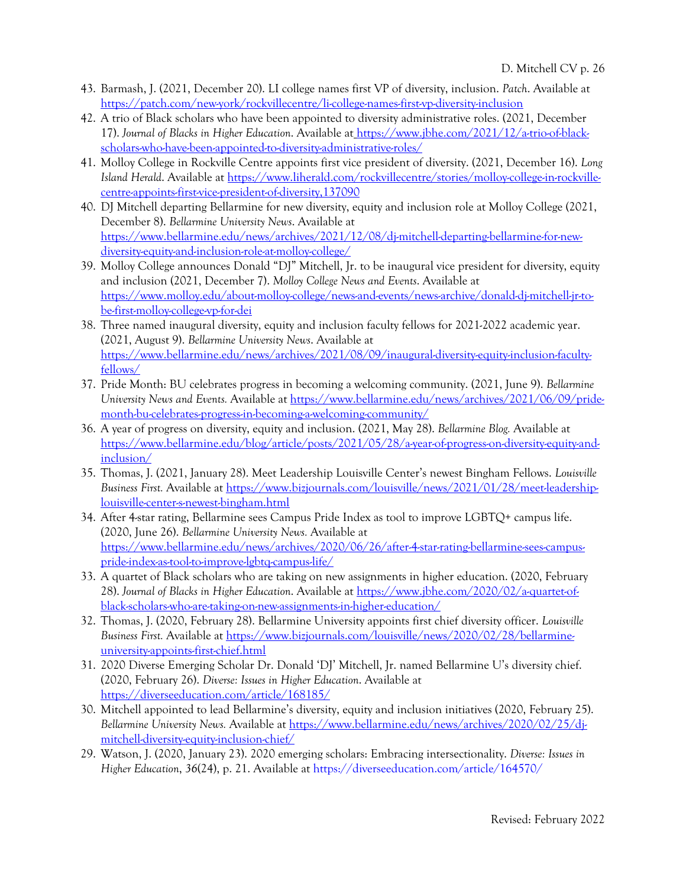43. Barmash, J. (2021, December 20). LI college names first VP of diversity, inclusion. *Patch*. Available at https://patch.com/new-york/rockvillecentre/li-college-names-first-vp-diversity-inclusion
42. A trio of Black scholars who have been appointed to diversity administrative roles. (2021, December 17). *Journal of Blacks in Higher Education*. Available at https://www.jbhe.com/2021/12/a-trio-of-black-scholars-who-have-been-appointed-to-diversity-administrative-roles/
41. Molloy College in Rockville Centre appoints first vice president of diversity. (2021, December 16). *Long Island Herald*. Available at https://www.liherald.com/rockvillecentre/stories/molloy-college-in-rockville-centre-appoints-first-vice-president-of-diversity,137090
40. DJ Mitchell departing Bellarmine for new diversity, equity and inclusion role at Molloy College (2021, December 8). *Bellarmine University News*. Available at https://www.bellarmine.edu/news/archives/2021/12/08/dj-mitchell-departing-bellarmine-for-new-diversity-equity-and-inclusion-role-at-molloy-college/
39. Molloy College announces Donald "DJ" Mitchell, Jr. to be inaugural vice president for diversity, equity and inclusion (2021, December 7). *Molloy College News and Events*. Available at https://www.molloy.edu/about-molloy-college/news-and-events/news-archive/donald-dj-mitchell-jr-to-be-first-molloy-college-vp-for-dei
38. Three named inaugural diversity, equity and inclusion faculty fellows for 2021-2022 academic year. (2021, August 9). *Bellarmine University News*. Available at https://www.bellarmine.edu/news/archives/2021/08/09/inaugural-diversity-equity-inclusion-faculty-fellows/
37. Pride Month: BU celebrates progress in becoming a welcoming community. (2021, June 9). *Bellarmine University News and Events.* Available at https://www.bellarmine.edu/news/archives/2021/06/09/pride-month-bu-celebrates-progress-in-becoming-a-welcoming-community/
36. A year of progress on diversity, equity and inclusion. (2021, May 28). *Bellarmine Blog.* Available at https://www.bellarmine.edu/blog/article/posts/2021/05/28/a-year-of-progress-on-diversity-equity-and-inclusion/
35. Thomas, J. (2021, January 28). Meet Leadership Louisville Center's newest Bingham Fellows. *Louisville Business First.* Available at https://www.bizjournals.com/louisville/news/2021/01/28/meet-leadership-louisville-center-s-newest-bingham.html
34. After 4-star rating, Bellarmine sees Campus Pride Index as tool to improve LGBTQ+ campus life. (2020, June 26). *Bellarmine University News.* Available at https://www.bellarmine.edu/news/archives/2020/06/26/after-4-star-rating-bellarmine-sees-campus-pride-index-as-tool-to-improve-lgbtq-campus-life/
33. A quartet of Black scholars who are taking on new assignments in higher education. (2020, February 28). *Journal of Blacks in Higher Education*. Available at https://www.jbhe.com/2020/02/a-quartet-of-black-scholars-who-are-taking-on-new-assignments-in-higher-education/
32. Thomas, J. (2020, February 28). Bellarmine University appoints first chief diversity officer. *Louisville Business First.* Available at https://www.bizjournals.com/louisville/news/2020/02/28/bellarmine-university-appoints-first-chief.html
31. 2020 Diverse Emerging Scholar Dr. Donald 'DJ' Mitchell, Jr. named Bellarmine U's diversity chief. (2020, February 26). *Diverse: Issues in Higher Education*. Available at https://diverseeducation.com/article/168185/
30. Mitchell appointed to lead Bellarmine's diversity, equity and inclusion initiatives (2020, February 25). *Bellarmine University News.* Available at https://www.bellarmine.edu/news/archives/2020/02/25/dj-mitchell-diversity-equity-inclusion-chief/
29. Watson, J. (2020, January 23). 2020 emerging scholars: Embracing intersectionality. *Diverse: Issues in Higher Education*, *36*(24), p. 21. Available at https://diverseeducation.com/article/164570/

Revised: February 2022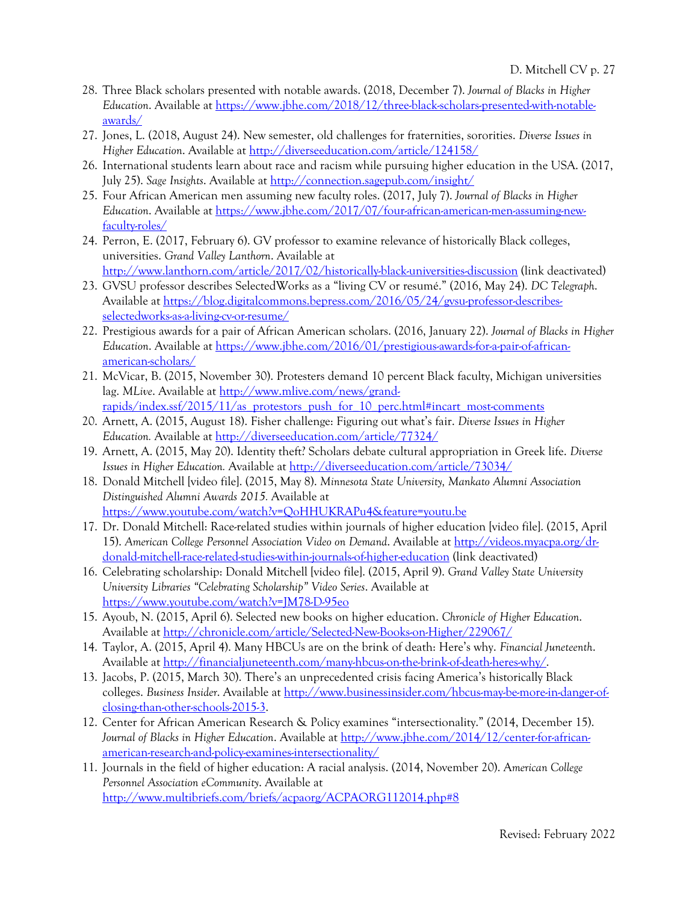28. Three Black scholars presented with notable awards. (2018, December 7). *Journal of Blacks in Higher Education*. Available at https://www.jbhe.com/2018/12/three-black-scholars-presented-with-notable-awards/
27. Jones, L. (2018, August 24). New semester, old challenges for fraternities, sororities. *Diverse Issues in Higher Education*. Available at http://diverseeducation.com/article/124158/
26. International students learn about race and racism while pursuing higher education in the USA. (2017, July 25). *Sage Insights*. Available at http://connection.sagepub.com/insight/
25. Four African American men assuming new faculty roles. (2017, July 7). *Journal of Blacks in Higher Education*. Available at https://www.jbhe.com/2017/07/four-african-american-men-assuming-new-faculty-roles/
24. Perron, E. (2017, February 6). GV professor to examine relevance of historically Black colleges, universities. *Grand Valley Lanthorn*. Available at http://www.lanthorn.com/article/2017/02/historically-black-universities-discussion (link deactivated)
23. GVSU professor describes SelectedWorks as a "living CV or resumé." (2016, May 24). *DC Telegraph*. Available at https://blog.digitalcommons.bepress.com/2016/05/24/gvsu-professor-describes-selectedworks-as-a-living-cv-or-resume/
22. Prestigious awards for a pair of African American scholars. (2016, January 22). *Journal of Blacks in Higher Education*. Available at https://www.jbhe.com/2016/01/prestigious-awards-for-a-pair-of-african-american-scholars/
21. McVicar, B. (2015, November 30). Protesters demand 10 percent Black faculty, Michigan universities lag. *MLive*. Available at http://www.mlive.com/news/grand-rapids/index.ssf/2015/11/as_protestors_push_for_10_perc.html#incart_most-comments
20. Arnett, A. (2015, August 18). Fisher challenge: Figuring out what's fair. *Diverse Issues in Higher Education.* Available at http://diverseeducation.com/article/77324/
19. Arnett, A. (2015, May 20). Identity theft? Scholars debate cultural appropriation in Greek life. *Diverse Issues in Higher Education.* Available at http://diverseeducation.com/article/73034/
18. Donald Mitchell [video file]. (2015, May 8). *Minnesota State University, Mankato Alumni Association Distinguished Alumni Awards 2015.* Available at https://www.youtube.com/watch?v=QoHHUKRAPu4&feature=youtu.be
17. Dr. Donald Mitchell: Race-related studies within journals of higher education [video file]. (2015, April 15). *American College Personnel Association Video on Demand*. Available at http://videos.myacpa.org/dr-donald-mitchell-race-related-studies-within-journals-of-higher-education (link deactivated)
16. Celebrating scholarship: Donald Mitchell [video file]. (2015, April 9). *Grand Valley State University University Libraries "Celebrating Scholarship" Video Series*. Available at https://www.youtube.com/watch?v=JM78-D-95eo
15. Ayoub, N. (2015, April 6). Selected new books on higher education. *Chronicle of Higher Education*. Available at http://chronicle.com/article/Selected-New-Books-on-Higher/229067/
14. Taylor, A. (2015, April 4). Many HBCUs are on the brink of death: Here's why. *Financial Juneteenth*. Available at http://financialjuneteenth.com/many-hbcus-on-the-brink-of-death-heres-why/.
13. Jacobs, P. (2015, March 30). There's an unprecedented crisis facing America's historically Black colleges. *Business Insider*. Available at http://www.businessinsider.com/hbcus-may-be-more-in-danger-of-closing-than-other-schools-2015-3.
12. Center for African American Research & Policy examines "intersectionality." (2014, December 15). *Journal of Blacks in Higher Education*. Available at http://www.jbhe.com/2014/12/center-for-african-american-research-and-policy-examines-intersectionality/
11. Journals in the field of higher education: A racial analysis. (2014, November 20). *American College Personnel Association eCommunity*. Available at http://www.multibriefs.com/briefs/acpaorg/ACPAORG112014.php#8

Revised: February 2022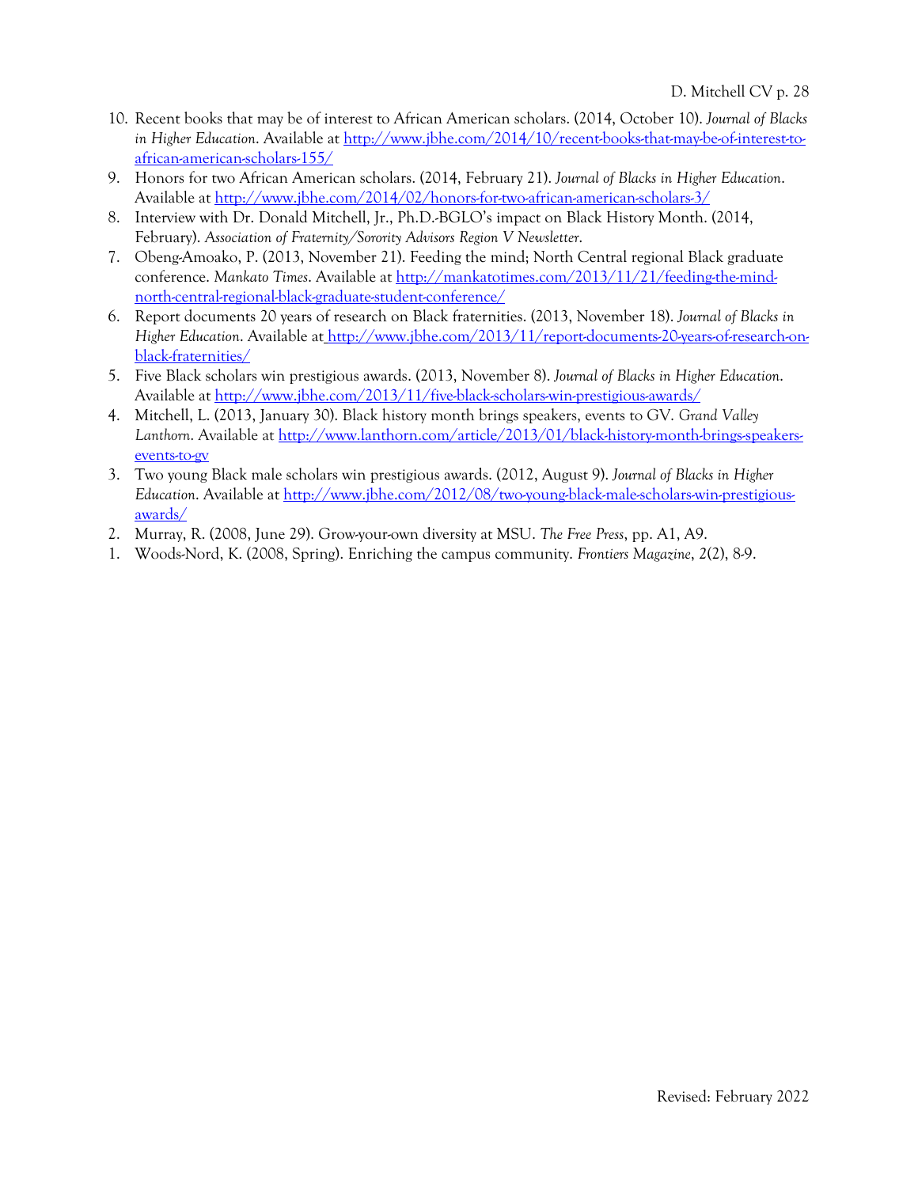10. Recent books that may be of interest to African American scholars. (2014, October 10). *Journal of Blacks in Higher Education*. Available at [http://www.jbhe.com/2014/10/recent-books-that-may-be-of-interest-to-african-american-scholars-155/](http://www.jbhe.com/2014/10/recent-books-that-may-be-of-interest-to-african-american-scholars-155/)
9. Honors for two African American scholars. (2014, February 21). *Journal of Blacks in Higher Education*. Available at [http://www.jbhe.com/2014/02/honors-for-two-african-american-scholars-3/](http://www.jbhe.com/2014/02/honors-for-two-african-american-scholars-3/)
8. Interview with Dr. Donald Mitchell, Jr., Ph.D.-BGLO's impact on Black History Month. (2014, February). *Association of Fraternity/Sorority Advisors Region V Newsletter*.
7. Obeng-Amoako, P. (2013, November 21). Feeding the mind; North Central regional Black graduate conference. *Mankato Times*. Available at [http://mankatotimes.com/2013/11/21/feeding-the-mind-north-central-regional-black-graduate-student-conference/](http://mankatotimes.com/2013/11/21/feeding-the-mind-north-central-regional-black-graduate-student-conference/)
6. Report documents 20 years of research on Black fraternities. (2013, November 18). *Journal of Blacks in Higher Education*. Available at [http://www.jbhe.com/2013/11/report-documents-20-years-of-research-on-black-fraternities/](http://www.jbhe.com/2013/11/report-documents-20-years-of-research-on-black-fraternities/)
5. Five Black scholars win prestigious awards. (2013, November 8). *Journal of Blacks in Higher Education*. Available at [http://www.jbhe.com/2013/11/five-black-scholars-win-prestigious-awards/](http://www.jbhe.com/2013/11/five-black-scholars-win-prestigious-awards/)
4. Mitchell, L. (2013, January 30). Black history month brings speakers, events to GV. *Grand Valley Lanthorn*. Available at [http://www.lanthorn.com/article/2013/01/black-history-month-brings-speakers-events-to-gv](http://www.lanthorn.com/article/2013/01/black-history-month-brings-speakers-events-to-gv)
3. Two young Black male scholars win prestigious awards. (2012, August 9). *Journal of Blacks in Higher Education*. Available at [http://www.jbhe.com/2012/08/two-young-black-male-scholars-win-prestigious-awards/](http://www.jbhe.com/2012/08/two-young-black-male-scholars-win-prestigious-awards/)
2. Murray, R. (2008, June 29). Grow-your-own diversity at MSU. *The Free Press*, pp. A1, A9.
1. Woods-Nord, K. (2008, Spring). Enriching the campus community. *Frontiers Magazine*, *2*(2), 8-9.

Revised: February 2022